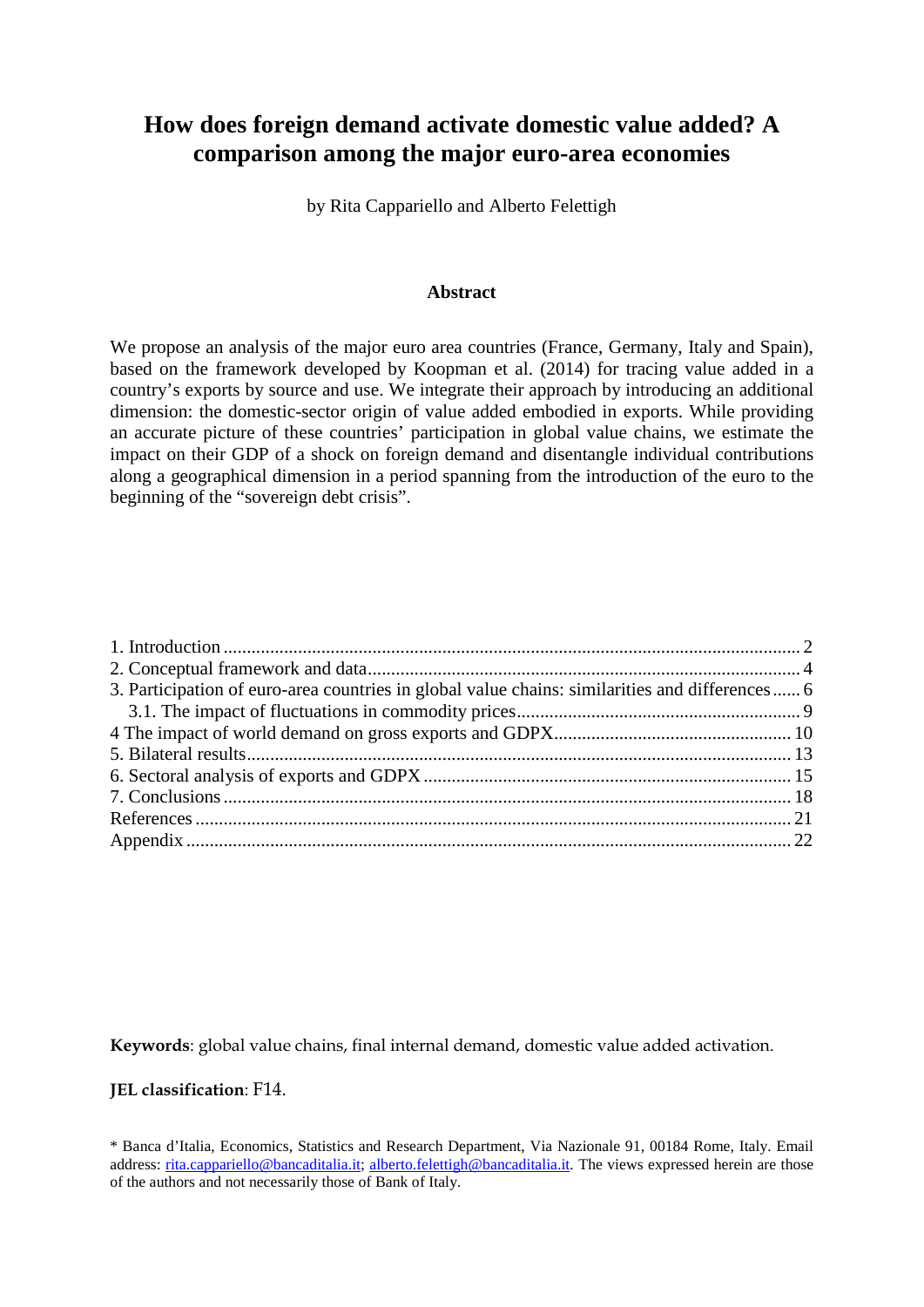# How does foreign demand activate domestic value added? A comparison among the major euro-area economies

by Rita Cappariello and Alberto Felettigh

## Abstract

We propose an analysis of the major euro area countries (France, Germany, Italy and Spain), based on the framework developed by Koopman et al. (2014) for tracing value added in a country's exports by source and use. We integrate their approach by introducing an additional dimension: the domestic-sector origin of value added embodied in exports. While providing an accurate picture of these countries' participation in global value chains, we estimate the impact on their GDP of a shock on foreign demand and disentangle individual contributions along a geographical dimension in a period spanning from the introduction of the euro to the beginning of the "sovereign debt crisis".

1. Introduction .......... 2
2. Conceptual framework and data .......... 4
3. Participation of euro-area countries in global value chains: similarities and differences .......... 6
   3.1. The impact of fluctuations in commodity prices .......... 9
4 The impact of world demand on gross exports and GDPX .......... 10
5. Bilateral results .......... 13
6. Sectoral analysis of exports and GDPX .......... 15
7. Conclusions .......... 18
References .......... 21
Appendix .......... 22

**Keywords**: global value chains, final internal demand, domestic value added activation.

**JEL classification**: F14.

* Banca d'Italia, Economics, Statistics and Research Department, Via Nazionale 91, 00184 Rome, Italy. Email address: rita.cappariello@bancaditalia.it; alberto.felettigh@bancaditalia.it. The views expressed herein are those of the authors and not necessarily those of Bank of Italy.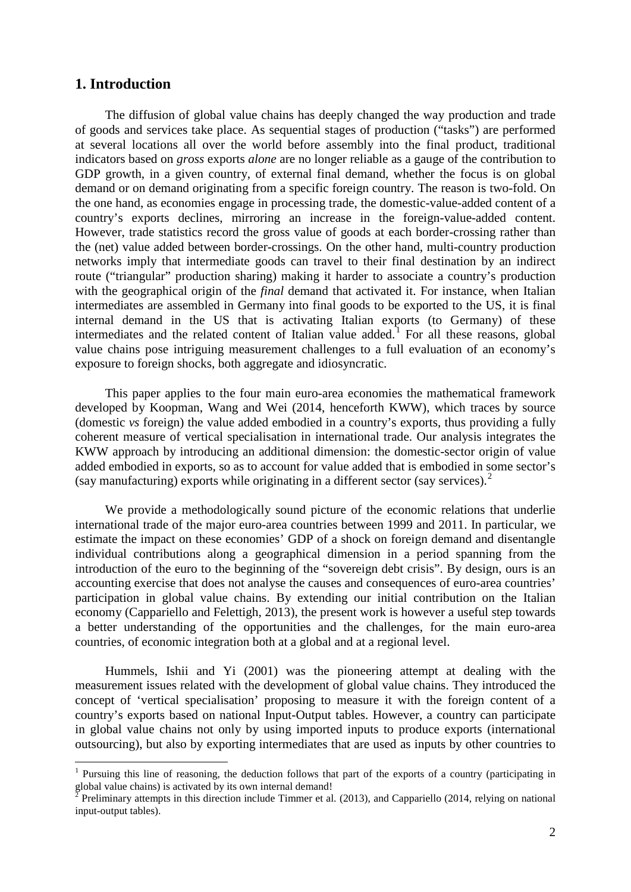## 1. Introduction

The diffusion of global value chains has deeply changed the way production and trade of goods and services take place. As sequential stages of production ("tasks") are performed at several locations all over the world before assembly into the final product, traditional indicators based on *gross* exports *alone* are no longer reliable as a gauge of the contribution to GDP growth, in a given country, of external final demand, whether the focus is on global demand or on demand originating from a specific foreign country. The reason is two-fold. On the one hand, as economies engage in processing trade, the domestic-value-added content of a country's exports declines, mirroring an increase in the foreign-value-added content. However, trade statistics record the gross value of goods at each border-crossing rather than the (net) value added between border-crossings. On the other hand, multi-country production networks imply that intermediate goods can travel to their final destination by an indirect route ("triangular" production sharing) making it harder to associate a country's production with the geographical origin of the *final* demand that activated it. For instance, when Italian intermediates are assembled in Germany into final goods to be exported to the US, it is final internal demand in the US that is activating Italian exports (to Germany) of these intermediates and the related content of Italian value added.[1] For all these reasons, global value chains pose intriguing measurement challenges to a full evaluation of an economy's exposure to foreign shocks, both aggregate and idiosyncratic.

This paper applies to the four main euro-area economies the mathematical framework developed by Koopman, Wang and Wei (2014, henceforth KWW), which traces by source (domestic *vs* foreign) the value added embodied in a country's exports, thus providing a fully coherent measure of vertical specialisation in international trade. Our analysis integrates the KWW approach by introducing an additional dimension: the domestic-sector origin of value added embodied in exports, so as to account for value added that is embodied in some sector's (say manufacturing) exports while originating in a different sector (say services).[2]

We provide a methodologically sound picture of the economic relations that underlie international trade of the major euro-area countries between 1999 and 2011. In particular, we estimate the impact on these economies' GDP of a shock on foreign demand and disentangle individual contributions along a geographical dimension in a period spanning from the introduction of the euro to the beginning of the "sovereign debt crisis". By design, ours is an accounting exercise that does not analyse the causes and consequences of euro-area countries' participation in global value chains. By extending our initial contribution on the Italian economy (Cappariello and Felettigh, 2013), the present work is however a useful step towards a better understanding of the opportunities and the challenges, for the main euro-area countries, of economic integration both at a global and at a regional level.

Hummels, Ishii and Yi (2001) was the pioneering attempt at dealing with the measurement issues related with the development of global value chains. They introduced the concept of 'vertical specialisation' proposing to measure it with the foreign content of a country's exports based on national Input-Output tables. However, a country can participate in global value chains not only by using imported inputs to produce exports (international outsourcing), but also by exporting intermediates that are used as inputs by other countries to

[1] Pursuing this line of reasoning, the deduction follows that part of the exports of a country (participating in global value chains) is activated by its own internal demand!

[2] Preliminary attempts in this direction include Timmer et al. (2013), and Cappariello (2014, relying on national input-output tables).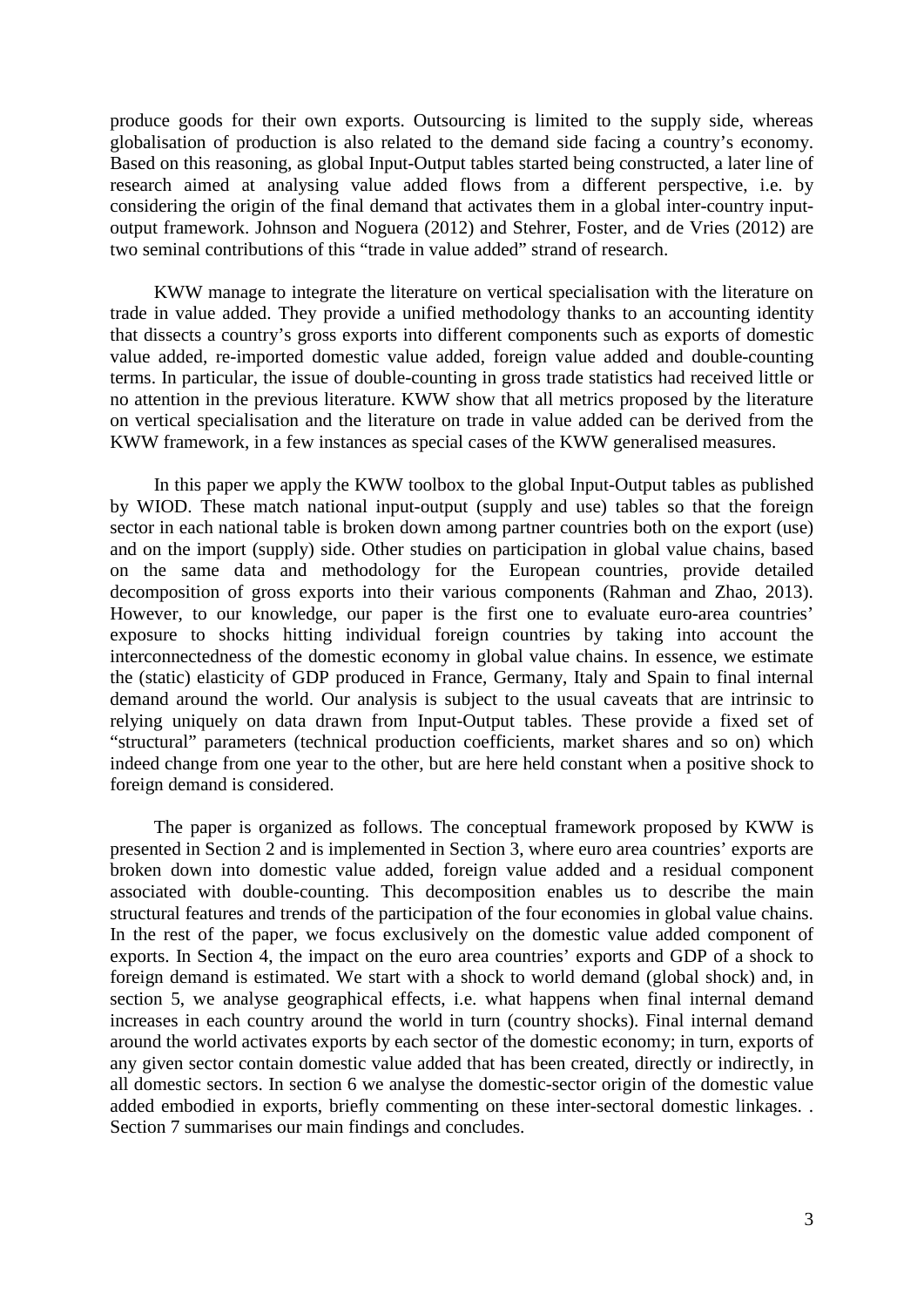produce goods for their own exports. Outsourcing is limited to the supply side, whereas globalisation of production is also related to the demand side facing a country's economy. Based on this reasoning, as global Input-Output tables started being constructed, a later line of research aimed at analysing value added flows from a different perspective, i.e. by considering the origin of the final demand that activates them in a global inter-country input-output framework. Johnson and Noguera (2012) and Stehrer, Foster, and de Vries (2012) are two seminal contributions of this "trade in value added" strand of research.

KWW manage to integrate the literature on vertical specialisation with the literature on trade in value added. They provide a unified methodology thanks to an accounting identity that dissects a country's gross exports into different components such as exports of domestic value added, re-imported domestic value added, foreign value added and double-counting terms. In particular, the issue of double-counting in gross trade statistics had received little or no attention in the previous literature. KWW show that all metrics proposed by the literature on vertical specialisation and the literature on trade in value added can be derived from the KWW framework, in a few instances as special cases of the KWW generalised measures.

In this paper we apply the KWW toolbox to the global Input-Output tables as published by WIOD. These match national input-output (supply and use) tables so that the foreign sector in each national table is broken down among partner countries both on the export (use) and on the import (supply) side. Other studies on participation in global value chains, based on the same data and methodology for the European countries, provide detailed decomposition of gross exports into their various components (Rahman and Zhao, 2013). However, to our knowledge, our paper is the first one to evaluate euro-area countries' exposure to shocks hitting individual foreign countries by taking into account the interconnectedness of the domestic economy in global value chains. In essence, we estimate the (static) elasticity of GDP produced in France, Germany, Italy and Spain to final internal demand around the world. Our analysis is subject to the usual caveats that are intrinsic to relying uniquely on data drawn from Input-Output tables. These provide a fixed set of "structural" parameters (technical production coefficients, market shares and so on) which indeed change from one year to the other, but are here held constant when a positive shock to foreign demand is considered.

The paper is organized as follows. The conceptual framework proposed by KWW is presented in Section 2 and is implemented in Section 3, where euro area countries' exports are broken down into domestic value added, foreign value added and a residual component associated with double-counting. This decomposition enables us to describe the main structural features and trends of the participation of the four economies in global value chains. In the rest of the paper, we focus exclusively on the domestic value added component of exports. In Section 4, the impact on the euro area countries' exports and GDP of a shock to foreign demand is estimated. We start with a shock to world demand (global shock) and, in section 5, we analyse geographical effects, i.e. what happens when final internal demand increases in each country around the world in turn (country shocks). Final internal demand around the world activates exports by each sector of the domestic economy; in turn, exports of any given sector contain domestic value added that has been created, directly or indirectly, in all domestic sectors. In section 6 we analyse the domestic-sector origin of the domestic value added embodied in exports, briefly commenting on these inter-sectoral domestic linkages. . Section 7 summarises our main findings and concludes.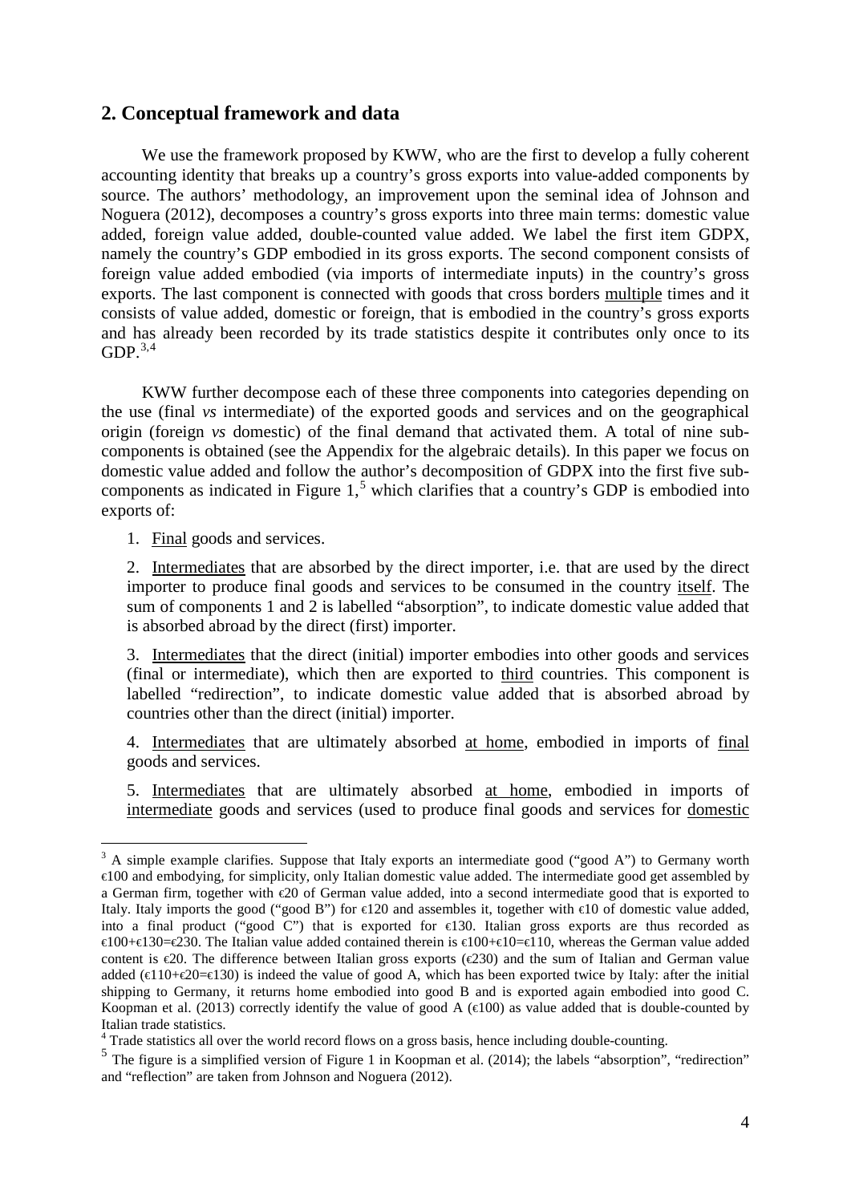## 2. Conceptual framework and data

We use the framework proposed by KWW, who are the first to develop a fully coherent accounting identity that breaks up a country's gross exports into value-added components by source. The authors' methodology, an improvement upon the seminal idea of Johnson and Noguera (2012), decomposes a country's gross exports into three main terms: domestic value added, foreign value added, double-counted value added. We label the first item GDPX, namely the country's GDP embodied in its gross exports. The second component consists of foreign value added embodied (via imports of intermediate inputs) in the country's gross exports. The last component is connected with goods that cross borders multiple times and it consists of value added, domestic or foreign, that is embodied in the country's gross exports and has already been recorded by its trade statistics despite it contributes only once to its GDP.[3,4]

KWW further decompose each of these three components into categories depending on the use (final *vs* intermediate) of the exported goods and services and on the geographical origin (foreign *vs* domestic) of the final demand that activated them. A total of nine sub-components is obtained (see the Appendix for the algebraic details). In this paper we focus on domestic value added and follow the author's decomposition of GDPX into the first five sub-components as indicated in Figure 1,[5] which clarifies that a country's GDP is embodied into exports of:

1. Final goods and services.

2. Intermediates that are absorbed by the direct importer, i.e. that are used by the direct importer to produce final goods and services to be consumed in the country itself. The sum of components 1 and 2 is labelled "absorption", to indicate domestic value added that is absorbed abroad by the direct (first) importer.

3. Intermediates that the direct (initial) importer embodies into other goods and services (final or intermediate), which then are exported to third countries. This component is labelled "redirection", to indicate domestic value added that is absorbed abroad by countries other than the direct (initial) importer.

4. Intermediates that are ultimately absorbed at home, embodied in imports of final goods and services.

5. Intermediates that are ultimately absorbed at home, embodied in imports of intermediate goods and services (used to produce final goods and services for domestic

---

[3] A simple example clarifies. Suppose that Italy exports an intermediate good ("good A") to Germany worth €100 and embodying, for simplicity, only Italian domestic value added. The intermediate good get assembled by a German firm, together with €20 of German value added, into a second intermediate good that is exported to Italy. Italy imports the good ("good B") for €120 and assembles it, together with €10 of domestic value added, into a final product ("good C") that is exported for €130. Italian gross exports are thus recorded as €100+€130=€230. The Italian value added contained therein is €100+€10=€110, whereas the German value added content is €20. The difference between Italian gross exports (€230) and the sum of Italian and German value added (€110+€20=€130) is indeed the value of good A, which has been exported twice by Italy: after the initial shipping to Germany, it returns home embodied into good B and is exported again embodied into good C. Koopman et al. (2013) correctly identify the value of good A (€100) as value added that is double-counted by Italian trade statistics.

[4] Trade statistics all over the world record flows on a gross basis, hence including double-counting.

[5] The figure is a simplified version of Figure 1 in Koopman et al. (2014); the labels "absorption", "redirection" and "reflection" are taken from Johnson and Noguera (2012).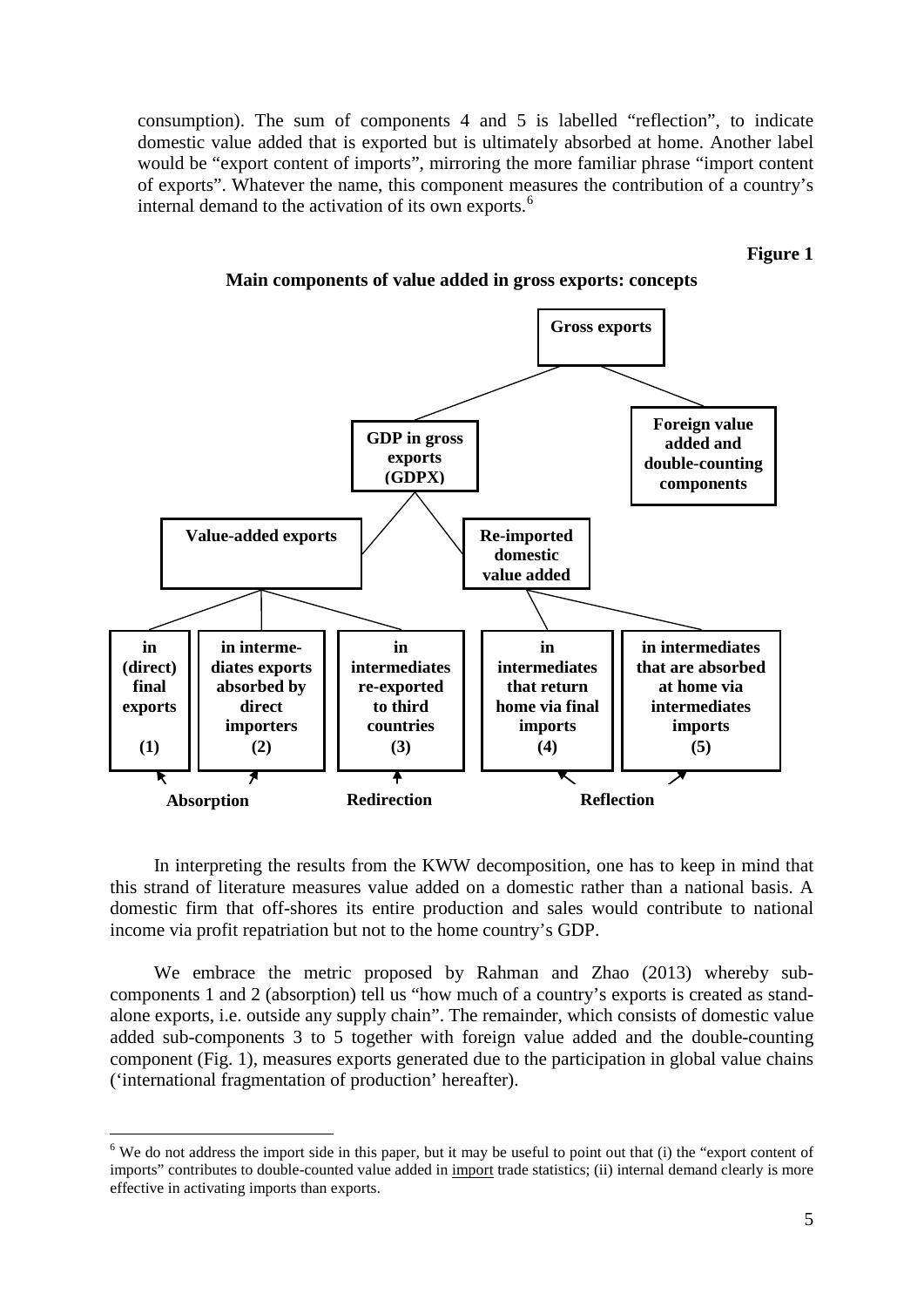consumption). The sum of components 4 and 5 is labelled "reflection", to indicate domestic value added that is exported but is ultimately absorbed at home. Another label would be "export content of imports", mirroring the more familiar phrase "import content of exports". Whatever the name, this component measures the contribution of a country's internal demand to the activation of its own exports.[6]

**Figure 1**

**Main components of value added in gross exports: concepts**

Gross exports
- GDP in gross exports (GDPX)
  - Value-added exports
    - in (direct) final exports (1)
    - in intermediates exports absorbed by direct importers (2)
    - in intermediates re-exported to third countries (3)
  - Re-imported domestic value added
    - in intermediates that return home via final imports (4)
    - in intermediates that are absorbed at home via intermediates imports (5)
- Foreign value added and double-counting components

Absorption: (1), (2) — Redirection: (3) — Reflection: (4), (5)

In interpreting the results from the KWW decomposition, one has to keep in mind that this strand of literature measures value added on a domestic rather than a national basis. A domestic firm that off-shores its entire production and sales would contribute to national income via profit repatriation but not to the home country's GDP.

We embrace the metric proposed by Rahman and Zhao (2013) whereby sub-components 1 and 2 (absorption) tell us "how much of a country's exports is created as stand-alone exports, i.e. outside any supply chain". The remainder, which consists of domestic value added sub-components 3 to 5 together with foreign value added and the double-counting component (Fig. 1), measures exports generated due to the participation in global value chains ('international fragmentation of production' hereafter).

---

[6] We do not address the import side in this paper, but it may be useful to point out that (i) the "export content of imports" contributes to double-counted value added in import trade statistics; (ii) internal demand clearly is more effective in activating imports than exports.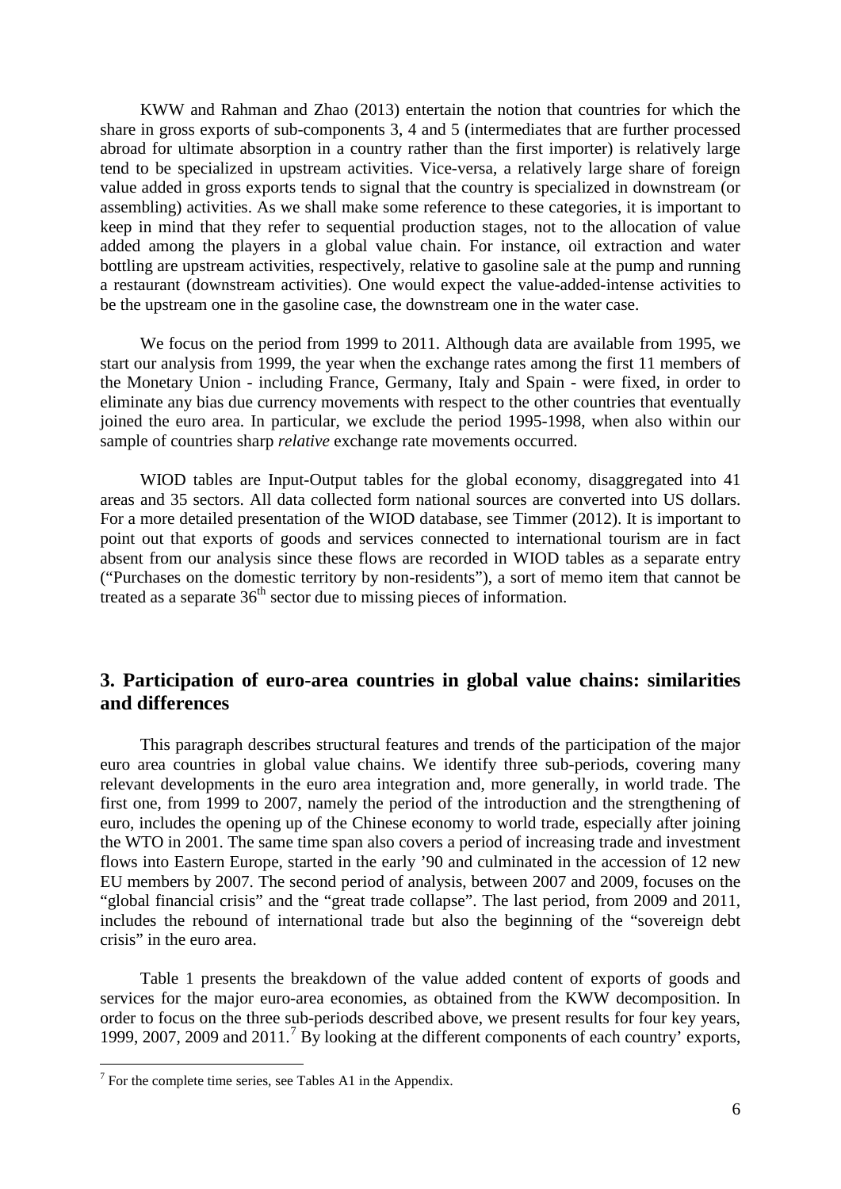KWW and Rahman and Zhao (2013) entertain the notion that countries for which the share in gross exports of sub-components 3, 4 and 5 (intermediates that are further processed abroad for ultimate absorption in a country rather than the first importer) is relatively large tend to be specialized in upstream activities. Vice-versa, a relatively large share of foreign value added in gross exports tends to signal that the country is specialized in downstream (or assembling) activities. As we shall make some reference to these categories, it is important to keep in mind that they refer to sequential production stages, not to the allocation of value added among the players in a global value chain. For instance, oil extraction and water bottling are upstream activities, respectively, relative to gasoline sale at the pump and running a restaurant (downstream activities). One would expect the value-added-intense activities to be the upstream one in the gasoline case, the downstream one in the water case.

We focus on the period from 1999 to 2011. Although data are available from 1995, we start our analysis from 1999, the year when the exchange rates among the first 11 members of the Monetary Union - including France, Germany, Italy and Spain - were fixed, in order to eliminate any bias due currency movements with respect to the other countries that eventually joined the euro area. In particular, we exclude the period 1995-1998, when also within our sample of countries sharp *relative* exchange rate movements occurred.

WIOD tables are Input-Output tables for the global economy, disaggregated into 41 areas and 35 sectors. All data collected form national sources are converted into US dollars. For a more detailed presentation of the WIOD database, see Timmer (2012). It is important to point out that exports of goods and services connected to international tourism are in fact absent from our analysis since these flows are recorded in WIOD tables as a separate entry ("Purchases on the domestic territory by non-residents"), a sort of memo item that cannot be treated as a separate 36th sector due to missing pieces of information.

## 3. Participation of euro-area countries in global value chains: similarities and differences

This paragraph describes structural features and trends of the participation of the major euro area countries in global value chains. We identify three sub-periods, covering many relevant developments in the euro area integration and, more generally, in world trade. The first one, from 1999 to 2007, namely the period of the introduction and the strengthening of euro, includes the opening up of the Chinese economy to world trade, especially after joining the WTO in 2001. The same time span also covers a period of increasing trade and investment flows into Eastern Europe, started in the early '90 and culminated in the accession of 12 new EU members by 2007. The second period of analysis, between 2007 and 2009, focuses on the "global financial crisis" and the "great trade collapse". The last period, from 2009 and 2011, includes the rebound of international trade but also the beginning of the "sovereign debt crisis" in the euro area.

Table 1 presents the breakdown of the value added content of exports of goods and services for the major euro-area economies, as obtained from the KWW decomposition. In order to focus on the three sub-periods described above, we present results for four key years, 1999, 2007, 2009 and 2011.[7] By looking at the different components of each country' exports,

[7] For the complete time series, see Tables A1 in the Appendix.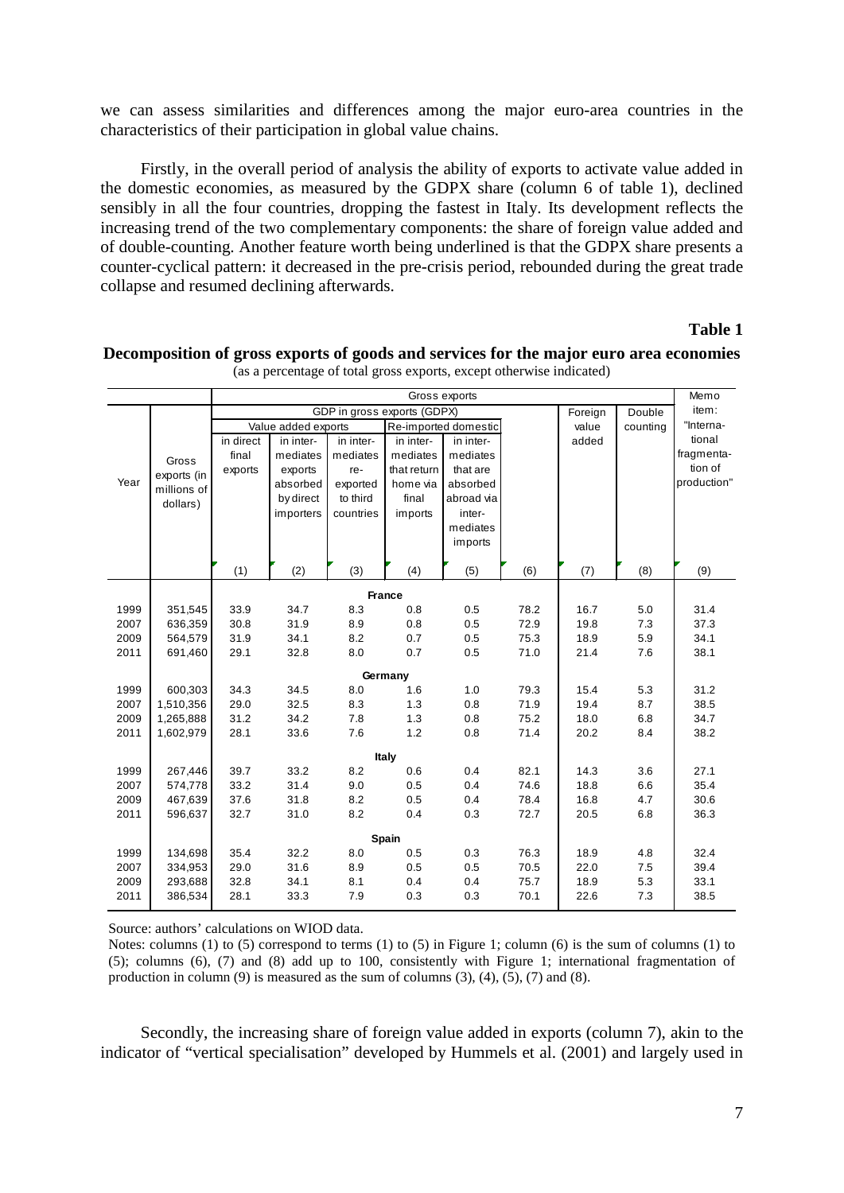we can assess similarities and differences among the major euro-area countries in the characteristics of their participation in global value chains.

Firstly, in the overall period of analysis the ability of exports to activate value added in the domestic economies, as measured by the GDPX share (column 6 of table 1), declined sensibly in all the four countries, dropping the fastest in Italy. Its development reflects the increasing trend of the two complementary components: the share of foreign value added and of double-counting. Another feature worth being underlined is that the GDPX share presents a counter-cyclical pattern: it decreased in the pre-crisis period, rebounded during the great trade collapse and resumed declining afterwards.

**Table 1**

**Decomposition of gross exports of goods and services for the major euro area economies**

(as a percentage of total gross exports, except otherwise indicated)

| Year | Gross exports (in millions of dollars) | Gross exports | | | | | | | | Memo item: "International fragmentation of production" |
|---|---|---|---|---|---|---|---|---|---|---|
| | | GDP in gross exports (GDPX) | | | | | | Foreign value added | Double counting | |
| | | Value added exports | | | Re-imported domestic | | | | | |
| | | in direct final exports | in intermediates exports absorbed by direct importers | in intermediates re-exported to third countries | in intermediates that return home via final imports | in intermediates that are absorbed abroad via intermediates imports | | | | |
| | | (1) | (2) | (3) | (4) | (5) | (6) | (7) | (8) | (9) |
| | | | | | **France** | | | | | |
| 1999 | 351,545 | 33.9 | 34.7 | 8.3 | 0.8 | 0.5 | 78.2 | 16.7 | 5.0 | 31.4 |
| 2007 | 636,359 | 30.8 | 31.9 | 8.9 | 0.8 | 0.5 | 72.9 | 19.8 | 7.3 | 37.3 |
| 2009 | 564,579 | 31.9 | 34.1 | 8.2 | 0.7 | 0.5 | 75.3 | 18.9 | 5.9 | 34.1 |
| 2011 | 691,460 | 29.1 | 32.8 | 8.0 | 0.7 | 0.5 | 71.0 | 21.4 | 7.6 | 38.1 |
| | | | | | **Germany** | | | | | |
| 1999 | 600,303 | 34.3 | 34.5 | 8.0 | 1.6 | 1.0 | 79.3 | 15.4 | 5.3 | 31.2 |
| 2007 | 1,510,356 | 29.0 | 32.5 | 8.3 | 1.3 | 0.8 | 71.9 | 19.4 | 8.7 | 38.5 |
| 2009 | 1,265,888 | 31.2 | 34.2 | 7.8 | 1.3 | 0.8 | 75.2 | 18.0 | 6.8 | 34.7 |
| 2011 | 1,602,979 | 28.1 | 33.6 | 7.6 | 1.2 | 0.8 | 71.4 | 20.2 | 8.4 | 38.2 |
| | | | | | **Italy** | | | | | |
| 1999 | 267,446 | 39.7 | 33.2 | 8.2 | 0.6 | 0.4 | 82.1 | 14.3 | 3.6 | 27.1 |
| 2007 | 574,778 | 33.2 | 31.4 | 9.0 | 0.5 | 0.4 | 74.6 | 18.8 | 6.6 | 35.4 |
| 2009 | 467,639 | 37.6 | 31.8 | 8.2 | 0.5 | 0.4 | 78.4 | 16.8 | 4.7 | 30.6 |
| 2011 | 596,637 | 32.7 | 31.0 | 8.2 | 0.4 | 0.3 | 72.7 | 20.5 | 6.8 | 36.3 |
| | | | | | **Spain** | | | | | |
| 1999 | 134,698 | 35.4 | 32.2 | 8.0 | 0.5 | 0.3 | 76.3 | 18.9 | 4.8 | 32.4 |
| 2007 | 334,953 | 29.0 | 31.6 | 8.9 | 0.5 | 0.5 | 70.5 | 22.0 | 7.5 | 39.4 |
| 2009 | 293,688 | 32.8 | 34.1 | 8.1 | 0.4 | 0.4 | 75.7 | 18.9 | 5.3 | 33.1 |
| 2011 | 386,534 | 28.1 | 33.3 | 7.9 | 0.3 | 0.3 | 70.1 | 22.6 | 7.3 | 38.5 |

Source: authors' calculations on WIOD data.

Notes: columns (1) to (5) correspond to terms (1) to (5) in Figure 1; column (6) is the sum of columns (1) to (5); columns (6), (7) and (8) add up to 100, consistently with Figure 1; international fragmentation of production in column (9) is measured as the sum of columns (3), (4), (5), (7) and (8).

Secondly, the increasing share of foreign value added in exports (column 7), akin to the indicator of "vertical specialisation" developed by Hummels et al. (2001) and largely used in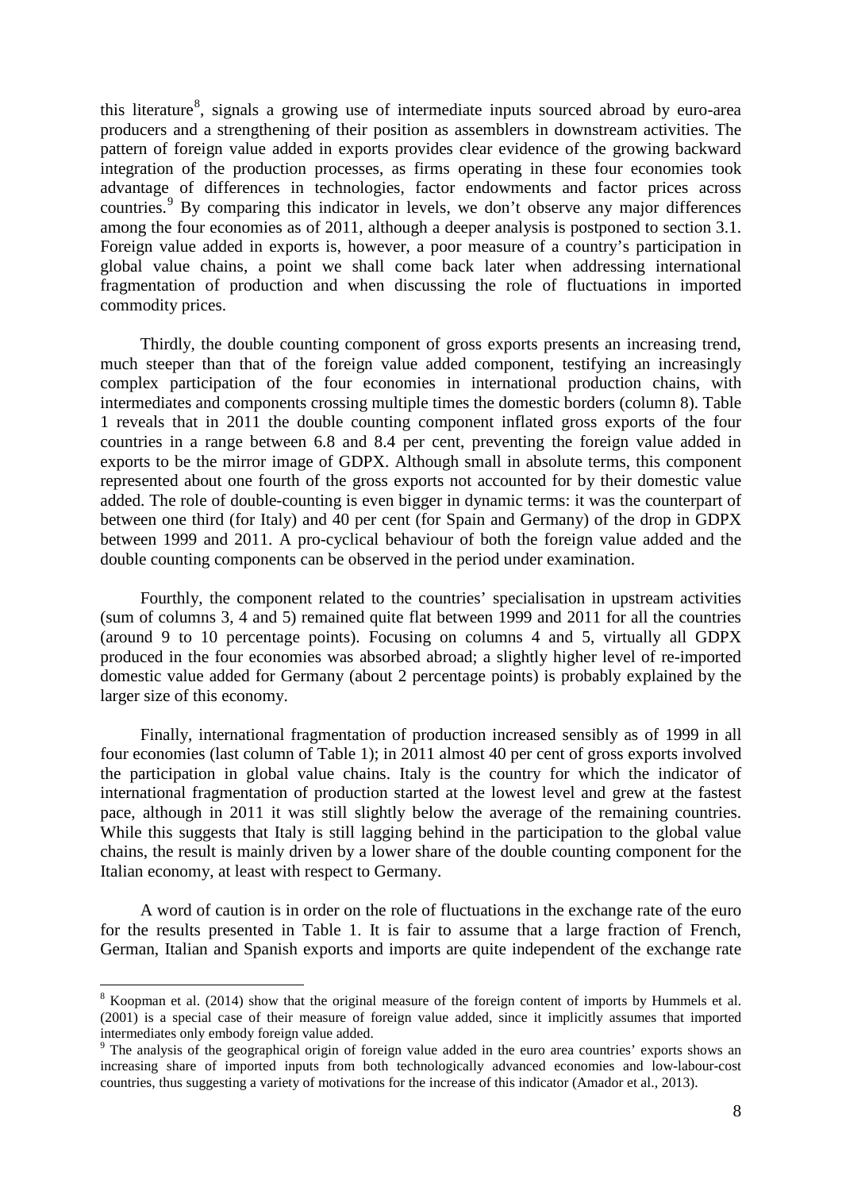this literature[8], signals a growing use of intermediate inputs sourced abroad by euro-area producers and a strengthening of their position as assemblers in downstream activities. The pattern of foreign value added in exports provides clear evidence of the growing backward integration of the production processes, as firms operating in these four economies took advantage of differences in technologies, factor endowments and factor prices across countries.[9] By comparing this indicator in levels, we don't observe any major differences among the four economies as of 2011, although a deeper analysis is postponed to section 3.1. Foreign value added in exports is, however, a poor measure of a country's participation in global value chains, a point we shall come back later when addressing international fragmentation of production and when discussing the role of fluctuations in imported commodity prices.

Thirdly, the double counting component of gross exports presents an increasing trend, much steeper than that of the foreign value added component, testifying an increasingly complex participation of the four economies in international production chains, with intermediates and components crossing multiple times the domestic borders (column 8). Table 1 reveals that in 2011 the double counting component inflated gross exports of the four countries in a range between 6.8 and 8.4 per cent, preventing the foreign value added in exports to be the mirror image of GDPX. Although small in absolute terms, this component represented about one fourth of the gross exports not accounted for by their domestic value added. The role of double-counting is even bigger in dynamic terms: it was the counterpart of between one third (for Italy) and 40 per cent (for Spain and Germany) of the drop in GDPX between 1999 and 2011. A pro-cyclical behaviour of both the foreign value added and the double counting components can be observed in the period under examination.

Fourthly, the component related to the countries' specialisation in upstream activities (sum of columns 3, 4 and 5) remained quite flat between 1999 and 2011 for all the countries (around 9 to 10 percentage points). Focusing on columns 4 and 5, virtually all GDPX produced in the four economies was absorbed abroad; a slightly higher level of re-imported domestic value added for Germany (about 2 percentage points) is probably explained by the larger size of this economy.

Finally, international fragmentation of production increased sensibly as of 1999 in all four economies (last column of Table 1); in 2011 almost 40 per cent of gross exports involved the participation in global value chains. Italy is the country for which the indicator of international fragmentation of production started at the lowest level and grew at the fastest pace, although in 2011 it was still slightly below the average of the remaining countries. While this suggests that Italy is still lagging behind in the participation to the global value chains, the result is mainly driven by a lower share of the double counting component for the Italian economy, at least with respect to Germany.

A word of caution is in order on the role of fluctuations in the exchange rate of the euro for the results presented in Table 1. It is fair to assume that a large fraction of French, German, Italian and Spanish exports and imports are quite independent of the exchange rate

---

[8] Koopman et al. (2014) show that the original measure of the foreign content of imports by Hummels et al. (2001) is a special case of their measure of foreign value added, since it implicitly assumes that imported intermediates only embody foreign value added.

[9] The analysis of the geographical origin of foreign value added in the euro area countries' exports shows an increasing share of imported inputs from both technologically advanced economies and low-labour-cost countries, thus suggesting a variety of motivations for the increase of this indicator (Amador et al., 2013).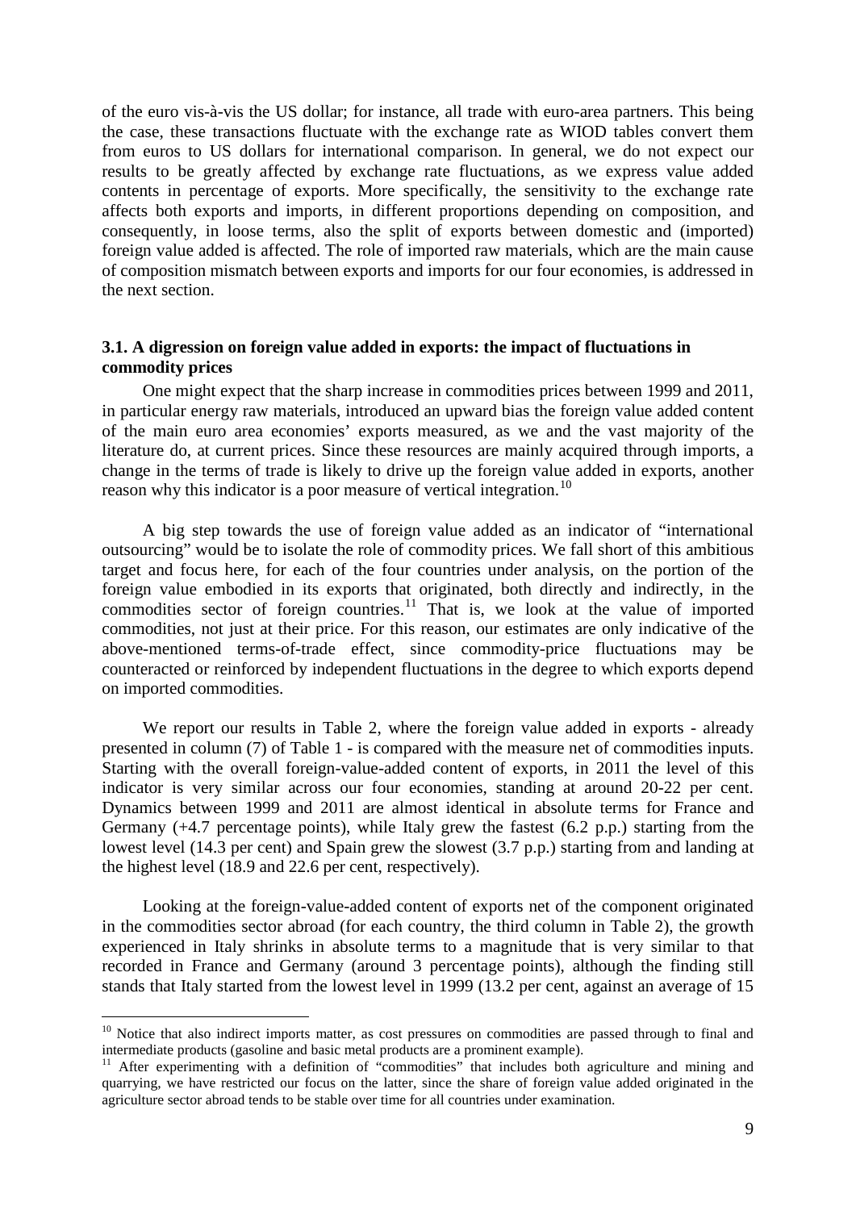of the euro vis-à-vis the US dollar; for instance, all trade with euro-area partners. This being the case, these transactions fluctuate with the exchange rate as WIOD tables convert them from euros to US dollars for international comparison. In general, we do not expect our results to be greatly affected by exchange rate fluctuations, as we express value added contents in percentage of exports. More specifically, the sensitivity to the exchange rate affects both exports and imports, in different proportions depending on composition, and consequently, in loose terms, also the split of exports between domestic and (imported) foreign value added is affected. The role of imported raw materials, which are the main cause of composition mismatch between exports and imports for our four economies, is addressed in the next section.

### 3.1. A digression on foreign value added in exports: the impact of fluctuations in commodity prices

One might expect that the sharp increase in commodities prices between 1999 and 2011, in particular energy raw materials, introduced an upward bias the foreign value added content of the main euro area economies' exports measured, as we and the vast majority of the literature do, at current prices. Since these resources are mainly acquired through imports, a change in the terms of trade is likely to drive up the foreign value added in exports, another reason why this indicator is a poor measure of vertical integration.[10]

A big step towards the use of foreign value added as an indicator of "international outsourcing" would be to isolate the role of commodity prices. We fall short of this ambitious target and focus here, for each of the four countries under analysis, on the portion of the foreign value embodied in its exports that originated, both directly and indirectly, in the commodities sector of foreign countries.[11] That is, we look at the value of imported commodities, not just at their price. For this reason, our estimates are only indicative of the above-mentioned terms-of-trade effect, since commodity-price fluctuations may be counteracted or reinforced by independent fluctuations in the degree to which exports depend on imported commodities.

We report our results in Table 2, where the foreign value added in exports - already presented in column (7) of Table 1 - is compared with the measure net of commodities inputs. Starting with the overall foreign-value-added content of exports, in 2011 the level of this indicator is very similar across our four economies, standing at around 20-22 per cent. Dynamics between 1999 and 2011 are almost identical in absolute terms for France and Germany (+4.7 percentage points), while Italy grew the fastest (6.2 p.p.) starting from the lowest level (14.3 per cent) and Spain grew the slowest (3.7 p.p.) starting from and landing at the highest level (18.9 and 22.6 per cent, respectively).

Looking at the foreign-value-added content of exports net of the component originated in the commodities sector abroad (for each country, the third column in Table 2), the growth experienced in Italy shrinks in absolute terms to a magnitude that is very similar to that recorded in France and Germany (around 3 percentage points), although the finding still stands that Italy started from the lowest level in 1999 (13.2 per cent, against an average of 15

---

[10] Notice that also indirect imports matter, as cost pressures on commodities are passed through to final and intermediate products (gasoline and basic metal products are a prominent example).

[11] After experimenting with a definition of "commodities" that includes both agriculture and mining and quarrying, we have restricted our focus on the latter, since the share of foreign value added originated in the agriculture sector abroad tends to be stable over time for all countries under examination.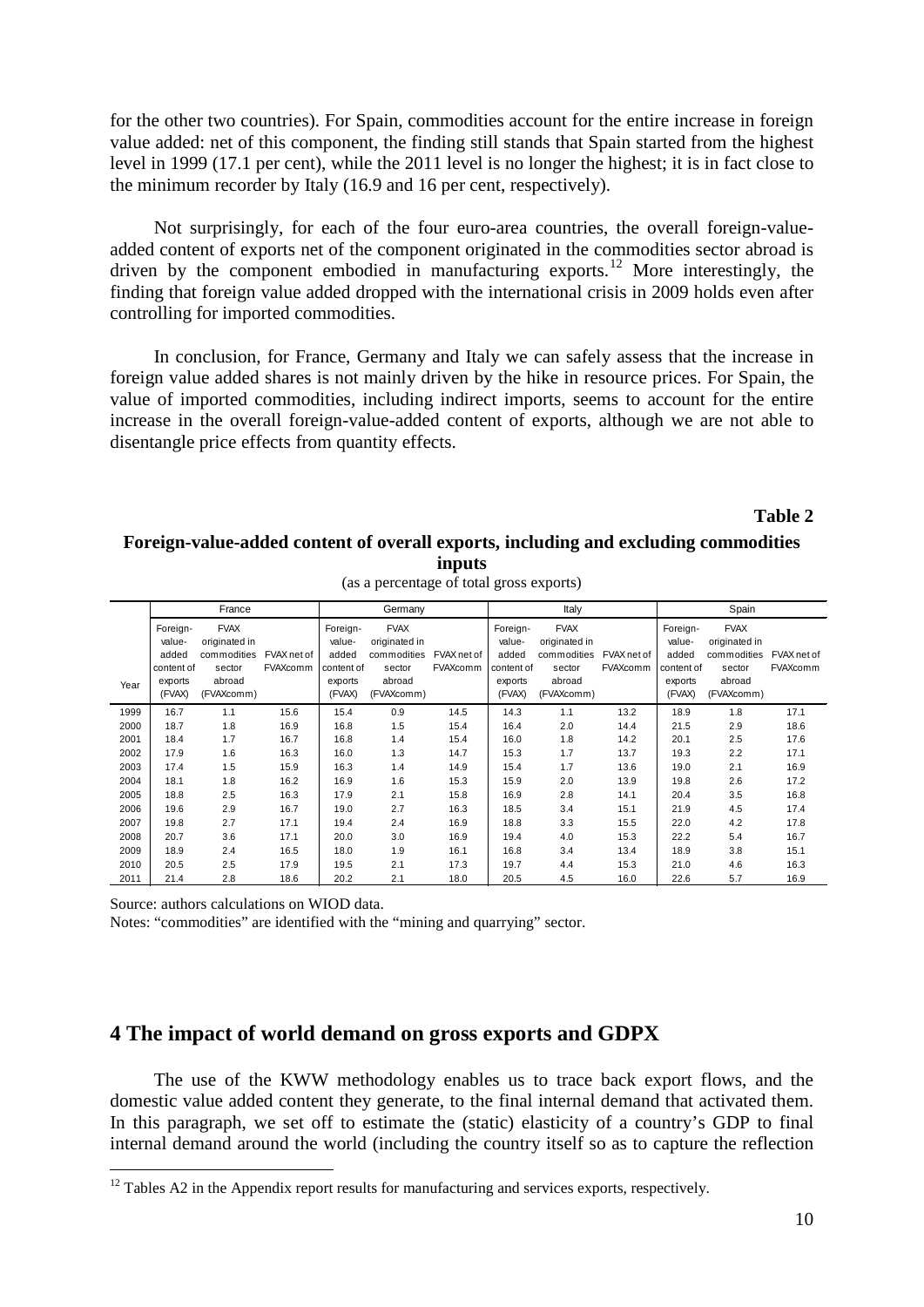for the other two countries). For Spain, commodities account for the entire increase in foreign value added: net of this component, the finding still stands that Spain started from the highest level in 1999 (17.1 per cent), while the 2011 level is no longer the highest; it is in fact close to the minimum recorder by Italy (16.9 and 16 per cent, respectively).

Not surprisingly, for each of the four euro-area countries, the overall foreign-value-added content of exports net of the component originated in the commodities sector abroad is driven by the component embodied in manufacturing exports.[12] More interestingly, the finding that foreign value added dropped with the international crisis in 2009 holds even after controlling for imported commodities.

In conclusion, for France, Germany and Italy we can safely assess that the increase in foreign value added shares is not mainly driven by the hike in resource prices. For Spain, the value of imported commodities, including indirect imports, seems to account for the entire increase in the overall foreign-value-added content of exports, although we are not able to disentangle price effects from quantity effects.

**Table 2**

**Foreign-value-added content of overall exports, including and excluding commodities inputs**

(as a percentage of total gross exports)

| | France | | | Germany | | | Italy | | | Spain | | |
|---|---|---|---|---|---|---|---|---|---|---|---|---|
| Year | Foreign-value-added content of exports (FVAX) | FVAX originated in commodities sector abroad (FVAXcomm) | FVAX net of FVAXcomm | Foreign-value-added content of exports (FVAX) | FVAX originated in commodities sector abroad (FVAXcomm) | FVAX net of FVAXcomm | Foreign-value-added content of exports (FVAX) | FVAX originated in commodities sector abroad (FVAXcomm) | FVAX net of FVAXcomm | Foreign-value-added content of exports (FVAX) | FVAX originated in commodities sector abroad (FVAXcomm) | FVAX net of FVAXcomm |
| 1999 | 16.7 | 1.1 | 15.6 | 15.4 | 0.9 | 14.5 | 14.3 | 1.1 | 13.2 | 18.9 | 1.8 | 17.1 |
| 2000 | 18.7 | 1.8 | 16.9 | 16.8 | 1.5 | 15.4 | 16.4 | 2.0 | 14.4 | 21.5 | 2.9 | 18.6 |
| 2001 | 18.4 | 1.7 | 16.7 | 16.8 | 1.4 | 15.4 | 16.0 | 1.8 | 14.2 | 20.1 | 2.5 | 17.6 |
| 2002 | 17.9 | 1.6 | 16.3 | 16.0 | 1.3 | 14.7 | 15.3 | 1.7 | 13.7 | 19.3 | 2.2 | 17.1 |
| 2003 | 17.4 | 1.5 | 15.9 | 16.3 | 1.4 | 14.9 | 15.4 | 1.7 | 13.6 | 19.0 | 2.1 | 16.9 |
| 2004 | 18.1 | 1.8 | 16.2 | 16.9 | 1.6 | 15.3 | 15.9 | 2.0 | 13.9 | 19.8 | 2.6 | 17.2 |
| 2005 | 18.8 | 2.5 | 16.3 | 17.9 | 2.1 | 15.8 | 16.9 | 2.8 | 14.1 | 20.4 | 3.5 | 16.8 |
| 2006 | 19.6 | 2.9 | 16.7 | 19.0 | 2.7 | 16.3 | 18.5 | 3.4 | 15.1 | 21.9 | 4.5 | 17.4 |
| 2007 | 19.8 | 2.7 | 17.1 | 19.4 | 2.4 | 16.9 | 18.8 | 3.3 | 15.5 | 22.0 | 4.2 | 17.8 |
| 2008 | 20.7 | 3.6 | 17.1 | 20.0 | 3.0 | 16.9 | 19.4 | 4.0 | 15.3 | 22.2 | 5.4 | 16.7 |
| 2009 | 18.9 | 2.4 | 16.5 | 18.0 | 1.9 | 16.1 | 16.8 | 3.4 | 13.4 | 18.9 | 3.8 | 15.1 |
| 2010 | 20.5 | 2.5 | 17.9 | 19.5 | 2.1 | 17.3 | 19.7 | 4.4 | 15.3 | 21.0 | 4.6 | 16.3 |
| 2011 | 21.4 | 2.8 | 18.6 | 20.2 | 2.1 | 18.0 | 20.5 | 4.5 | 16.0 | 22.6 | 5.7 | 16.9 |

Source: authors calculations on WIOD data.

Notes: "commodities" are identified with the "mining and quarrying" sector.

## 4 The impact of world demand on gross exports and GDPX

The use of the KWW methodology enables us to trace back export flows, and the domestic value added content they generate, to the final internal demand that activated them. In this paragraph, we set off to estimate the (static) elasticity of a country's GDP to final internal demand around the world (including the country itself so as to capture the reflection

[12] Tables A2 in the Appendix report results for manufacturing and services exports, respectively.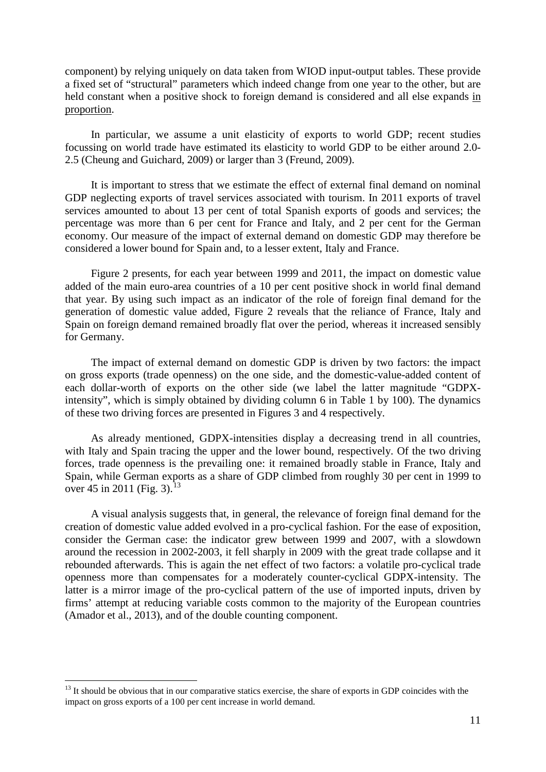component) by relying uniquely on data taken from WIOD input-output tables. These provide a fixed set of "structural" parameters which indeed change from one year to the other, but are held constant when a positive shock to foreign demand is considered and all else expands in proportion.

In particular, we assume a unit elasticity of exports to world GDP; recent studies focussing on world trade have estimated its elasticity to world GDP to be either around 2.0-2.5 (Cheung and Guichard, 2009) or larger than 3 (Freund, 2009).

It is important to stress that we estimate the effect of external final demand on nominal GDP neglecting exports of travel services associated with tourism. In 2011 exports of travel services amounted to about 13 per cent of total Spanish exports of goods and services; the percentage was more than 6 per cent for France and Italy, and 2 per cent for the German economy. Our measure of the impact of external demand on domestic GDP may therefore be considered a lower bound for Spain and, to a lesser extent, Italy and France.

Figure 2 presents, for each year between 1999 and 2011, the impact on domestic value added of the main euro-area countries of a 10 per cent positive shock in world final demand that year. By using such impact as an indicator of the role of foreign final demand for the generation of domestic value added, Figure 2 reveals that the reliance of France, Italy and Spain on foreign demand remained broadly flat over the period, whereas it increased sensibly for Germany.

The impact of external demand on domestic GDP is driven by two factors: the impact on gross exports (trade openness) on the one side, and the domestic-value-added content of each dollar-worth of exports on the other side (we label the latter magnitude "GDPX-intensity", which is simply obtained by dividing column 6 in Table 1 by 100). The dynamics of these two driving forces are presented in Figures 3 and 4 respectively.

As already mentioned, GDPX-intensities display a decreasing trend in all countries, with Italy and Spain tracing the upper and the lower bound, respectively. Of the two driving forces, trade openness is the prevailing one: it remained broadly stable in France, Italy and Spain, while German exports as a share of GDP climbed from roughly 30 per cent in 1999 to over 45 in 2011 (Fig. 3).[13]

A visual analysis suggests that, in general, the relevance of foreign final demand for the creation of domestic value added evolved in a pro-cyclical fashion. For the ease of exposition, consider the German case: the indicator grew between 1999 and 2007, with a slowdown around the recession in 2002-2003, it fell sharply in 2009 with the great trade collapse and it rebounded afterwards. This is again the net effect of two factors: a volatile pro-cyclical trade openness more than compensates for a moderately counter-cyclical GDPX-intensity. The latter is a mirror image of the pro-cyclical pattern of the use of imported inputs, driven by firms' attempt at reducing variable costs common to the majority of the European countries (Amador et al., 2013), and of the double counting component.

---

[13] It should be obvious that in our comparative statics exercise, the share of exports in GDP coincides with the impact on gross exports of a 100 per cent increase in world demand.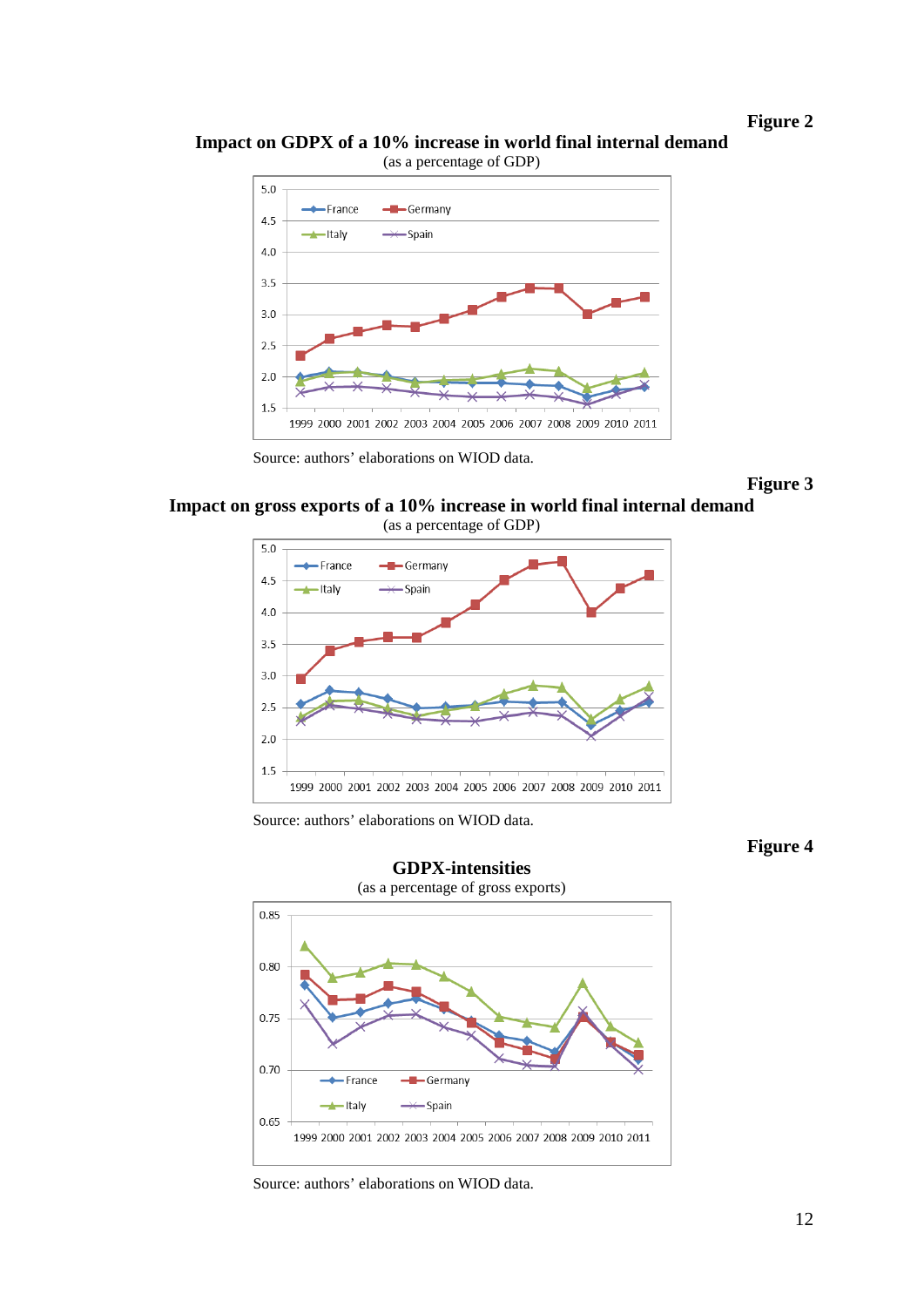**Figure 2**

**Impact on GDPX of a 10% increase in world final internal demand**
(as a percentage of GDP)

Source: authors' elaborations on WIOD data.

**Figure 3**

**Impact on gross exports of a 10% increase in world final internal demand**
(as a percentage of GDP)

Source: authors' elaborations on WIOD data.

**Figure 4**

**GDPX-intensities**
(as a percentage of gross exports)

Source: authors' elaborations on WIOD data.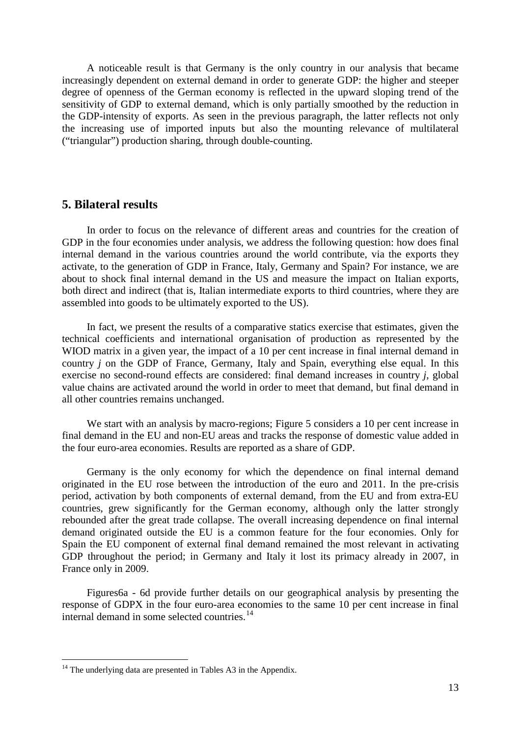A noticeable result is that Germany is the only country in our analysis that became increasingly dependent on external demand in order to generate GDP: the higher and steeper degree of openness of the German economy is reflected in the upward sloping trend of the sensitivity of GDP to external demand, which is only partially smoothed by the reduction in the GDP-intensity of exports. As seen in the previous paragraph, the latter reflects not only the increasing use of imported inputs but also the mounting relevance of multilateral ("triangular") production sharing, through double-counting.

## 5. Bilateral results

In order to focus on the relevance of different areas and countries for the creation of GDP in the four economies under analysis, we address the following question: how does final internal demand in the various countries around the world contribute, via the exports they activate, to the generation of GDP in France, Italy, Germany and Spain? For instance, we are about to shock final internal demand in the US and measure the impact on Italian exports, both direct and indirect (that is, Italian intermediate exports to third countries, where they are assembled into goods to be ultimately exported to the US).

In fact, we present the results of a comparative statics exercise that estimates, given the technical coefficients and international organisation of production as represented by the WIOD matrix in a given year, the impact of a 10 per cent increase in final internal demand in country *j* on the GDP of France, Germany, Italy and Spain, everything else equal. In this exercise no second-round effects are considered: final demand increases in country *j*, global value chains are activated around the world in order to meet that demand, but final demand in all other countries remains unchanged.

We start with an analysis by macro-regions; Figure 5 considers a 10 per cent increase in final demand in the EU and non-EU areas and tracks the response of domestic value added in the four euro-area economies. Results are reported as a share of GDP.

Germany is the only economy for which the dependence on final internal demand originated in the EU rose between the introduction of the euro and 2011. In the pre-crisis period, activation by both components of external demand, from the EU and from extra-EU countries, grew significantly for the German economy, although only the latter strongly rebounded after the great trade collapse. The overall increasing dependence on final internal demand originated outside the EU is a common feature for the four economies. Only for Spain the EU component of external final demand remained the most relevant in activating GDP throughout the period; in Germany and Italy it lost its primacy already in 2007, in France only in 2009.

Figures6a - 6d provide further details on our geographical analysis by presenting the response of GDPX in the four euro-area economies to the same 10 per cent increase in final internal demand in some selected countries.[14]

[14] The underlying data are presented in Tables A3 in the Appendix.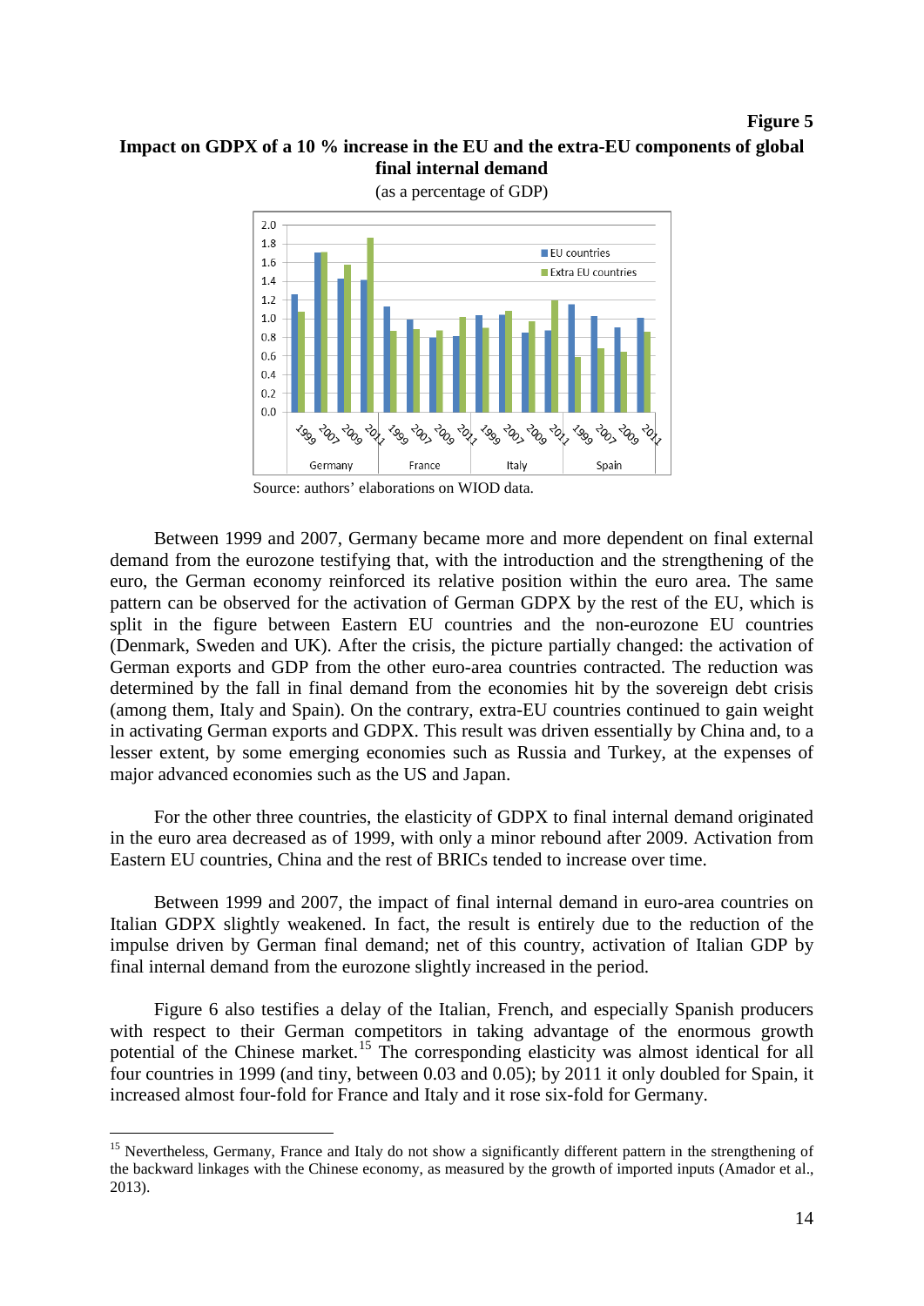**Figure 5**

**Impact on GDPX of a 10 % increase in the EU and the extra-EU components of global final internal demand**

(as a percentage of GDP)

Source: authors' elaborations on WIOD data.

Between 1999 and 2007, Germany became more and more dependent on final external demand from the eurozone testifying that, with the introduction and the strengthening of the euro, the German economy reinforced its relative position within the euro area. The same pattern can be observed for the activation of German GDPX by the rest of the EU, which is split in the figure between Eastern EU countries and the non-eurozone EU countries (Denmark, Sweden and UK). After the crisis, the picture partially changed: the activation of German exports and GDP from the other euro-area countries contracted. The reduction was determined by the fall in final demand from the economies hit by the sovereign debt crisis (among them, Italy and Spain). On the contrary, extra-EU countries continued to gain weight in activating German exports and GDPX. This result was driven essentially by China and, to a lesser extent, by some emerging economies such as Russia and Turkey, at the expenses of major advanced economies such as the US and Japan.

For the other three countries, the elasticity of GDPX to final internal demand originated in the euro area decreased as of 1999, with only a minor rebound after 2009. Activation from Eastern EU countries, China and the rest of BRICs tended to increase over time.

Between 1999 and 2007, the impact of final internal demand in euro-area countries on Italian GDPX slightly weakened. In fact, the result is entirely due to the reduction of the impulse driven by German final demand; net of this country, activation of Italian GDP by final internal demand from the eurozone slightly increased in the period.

Figure 6 also testifies a delay of the Italian, French, and especially Spanish producers with respect to their German competitors in taking advantage of the enormous growth potential of the Chinese market.[15] The corresponding elasticity was almost identical for all four countries in 1999 (and tiny, between 0.03 and 0.05); by 2011 it only doubled for Spain, it increased almost four-fold for France and Italy and it rose six-fold for Germany.

[15] Nevertheless, Germany, France and Italy do not show a significantly different pattern in the strengthening of the backward linkages with the Chinese economy, as measured by the growth of imported inputs (Amador et al., 2013).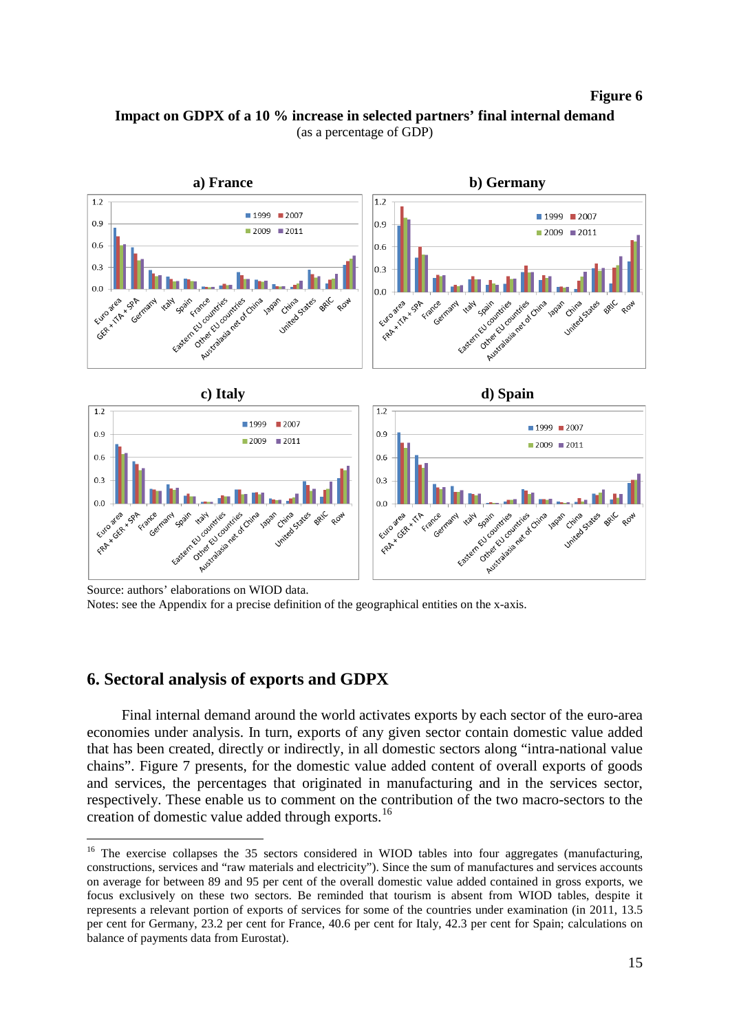**Figure 6**

**Impact on GDPX of a 10 % increase in selected partners' final internal demand**
(as a percentage of GDP)

Source: authors' elaborations on WIOD data.
Notes: see the Appendix for a precise definition of the geographical entities on the x-axis.

## 6. Sectoral analysis of exports and GDPX

Final internal demand around the world activates exports by each sector of the euro-area economies under analysis. In turn, exports of any given sector contain domestic value added that has been created, directly or indirectly, in all domestic sectors along "intra-national value chains". Figure 7 presents, for the domestic value added content of overall exports of goods and services, the percentages that originated in manufacturing and in the services sector, respectively. These enable us to comment on the contribution of the two macro-sectors to the creation of domestic value added through exports.[16]

[16] The exercise collapses the 35 sectors considered in WIOD tables into four aggregates (manufacturing, constructions, services and "raw materials and electricity"). Since the sum of manufactures and services accounts on average for between 89 and 95 per cent of the overall domestic value added contained in gross exports, we focus exclusively on these two sectors. Be reminded that tourism is absent from WIOD tables, despite it represents a relevant portion of exports of services for some of the countries under examination (in 2011, 13.5 per cent for Germany, 23.2 per cent for France, 40.6 per cent for Italy, 42.3 per cent for Spain; calculations on balance of payments data from Eurostat).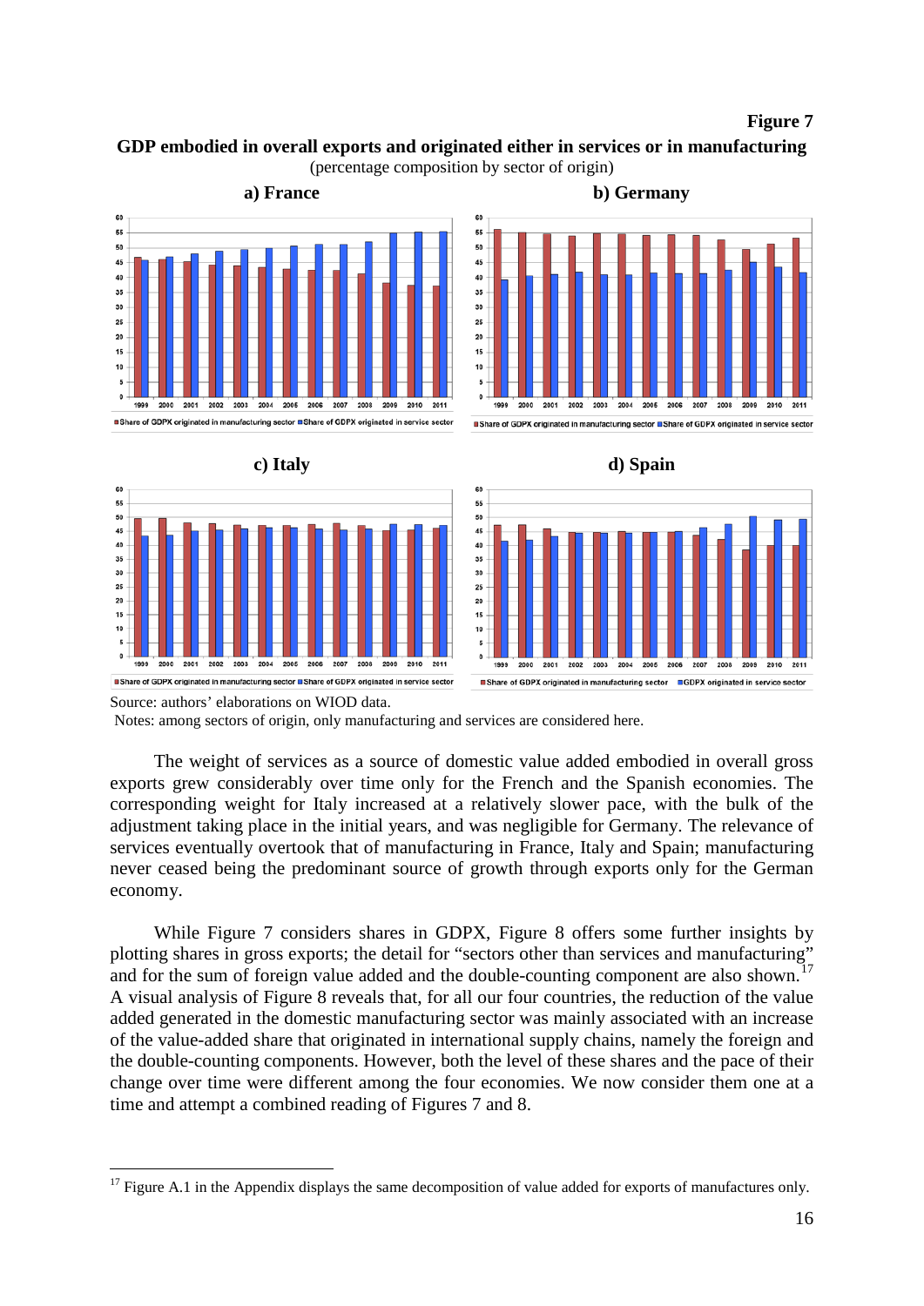**Figure 7**

**GDP embodied in overall exports and originated either in services or in manufacturing**
(percentage composition by sector of origin)

**a) France** **b) Germany**

**c) Italy** **d) Spain**

Source: authors' elaborations on WIOD data.
Notes: among sectors of origin, only manufacturing and services are considered here.

The weight of services as a source of domestic value added embodied in overall gross exports grew considerably over time only for the French and the Spanish economies. The corresponding weight for Italy increased at a relatively slower pace, with the bulk of the adjustment taking place in the initial years, and was negligible for Germany. The relevance of services eventually overtook that of manufacturing in France, Italy and Spain; manufacturing never ceased being the predominant source of growth through exports only for the German economy.

While Figure 7 considers shares in GDPX, Figure 8 offers some further insights by plotting shares in gross exports; the detail for "sectors other than services and manufacturing" and for the sum of foreign value added and the double-counting component are also shown.[17] A visual analysis of Figure 8 reveals that, for all our four countries, the reduction of the value added generated in the domestic manufacturing sector was mainly associated with an increase of the value-added share that originated in international supply chains, namely the foreign and the double-counting components. However, both the level of these shares and the pace of their change over time were different among the four economies. We now consider them one at a time and attempt a combined reading of Figures 7 and 8.

[17] Figure A.1 in the Appendix displays the same decomposition of value added for exports of manufactures only.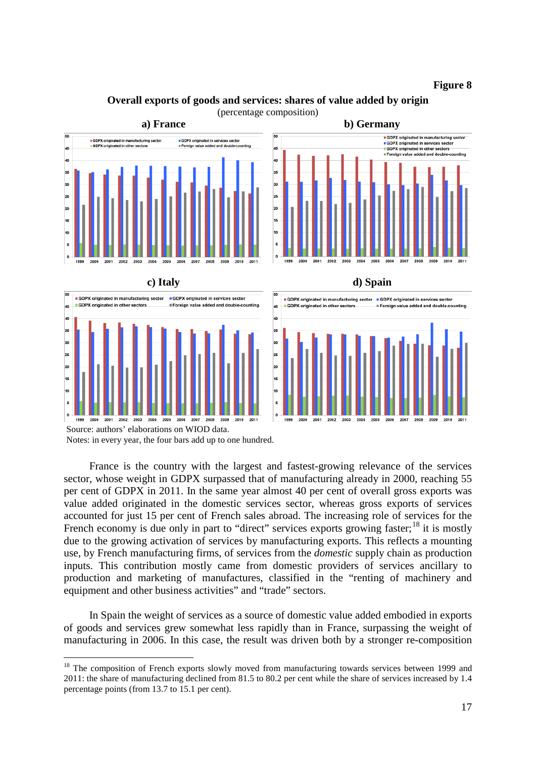**Figure 8**

**Overall exports of goods and services: shares of value added by origin**
(percentage composition)

**a) France** **b) Germany**

**c) Italy** **d) Spain**

Source: authors' elaborations on WIOD data.
Notes: in every year, the four bars add up to one hundred.

France is the country with the largest and fastest-growing relevance of the services sector, whose weight in GDPX surpassed that of manufacturing already in 2000, reaching 55 per cent of GDPX in 2011. In the same year almost 40 per cent of overall gross exports was value added originated in the domestic services sector, whereas gross exports of services accounted for just 15 per cent of French sales abroad. The increasing role of services for the French economy is due only in part to "direct" services exports growing faster;[18] it is mostly due to the growing activation of services by manufacturing exports. This reflects a mounting use, by French manufacturing firms, of services from the *domestic* supply chain as production inputs. This contribution mostly came from domestic providers of services ancillary to production and marketing of manufactures, classified in the "renting of machinery and equipment and other business activities" and "trade" sectors.

In Spain the weight of services as a source of domestic value added embodied in exports of goods and services grew somewhat less rapidly than in France, surpassing the weight of manufacturing in 2006. In this case, the result was driven both by a stronger re-composition

---

[18] The composition of French exports slowly moved from manufacturing towards services between 1999 and 2011: the share of manufacturing declined from 81.5 to 80.2 per cent while the share of services increased by 1.4 percentage points (from 13.7 to 15.1 per cent).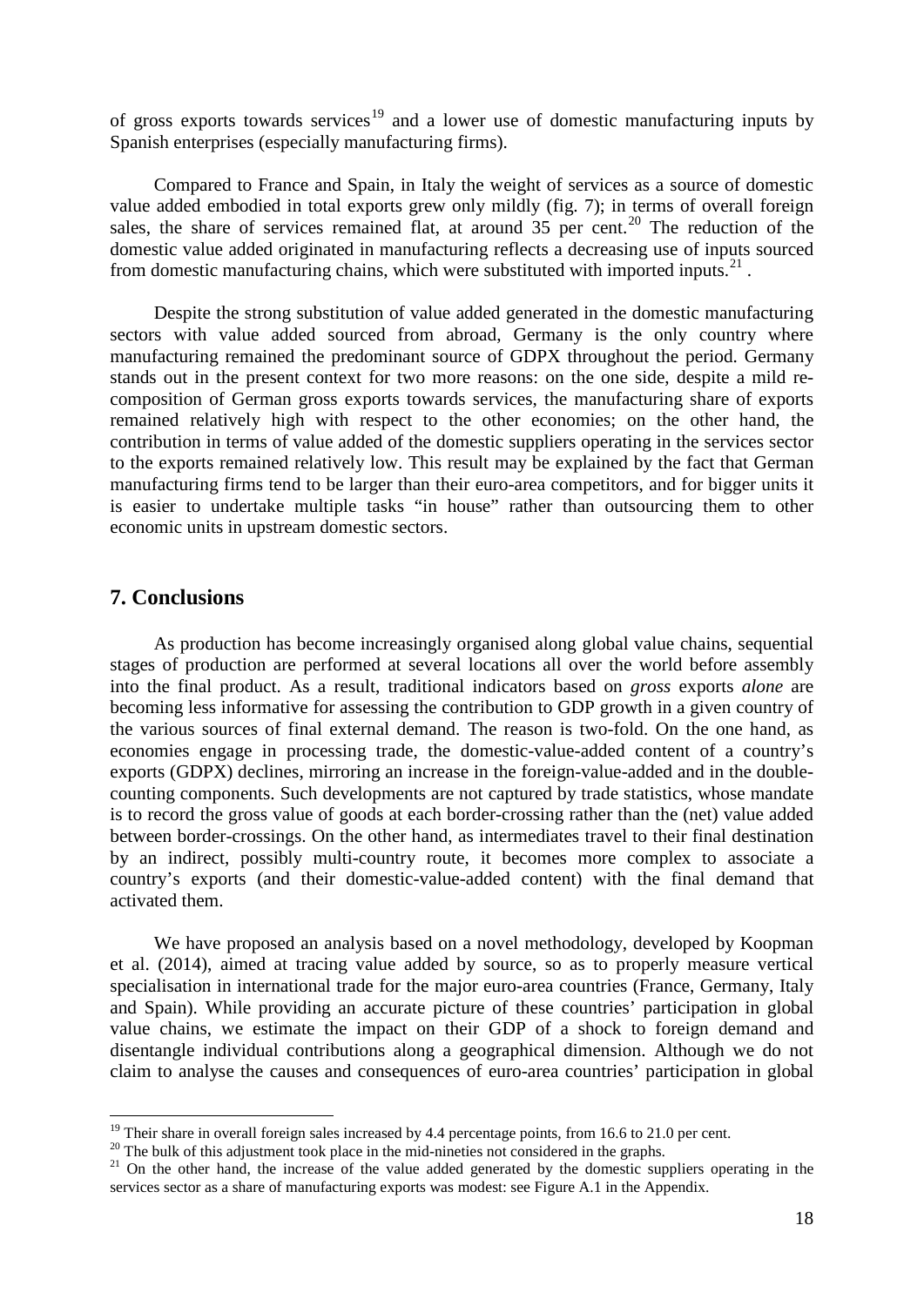of gross exports towards services[19] and a lower use of domestic manufacturing inputs by Spanish enterprises (especially manufacturing firms).

Compared to France and Spain, in Italy the weight of services as a source of domestic value added embodied in total exports grew only mildly (fig. 7); in terms of overall foreign sales, the share of services remained flat, at around 35 per cent.[20] The reduction of the domestic value added originated in manufacturing reflects a decreasing use of inputs sourced from domestic manufacturing chains, which were substituted with imported inputs.[21] .

Despite the strong substitution of value added generated in the domestic manufacturing sectors with value added sourced from abroad, Germany is the only country where manufacturing remained the predominant source of GDPX throughout the period. Germany stands out in the present context for two more reasons: on the one side, despite a mild re-composition of German gross exports towards services, the manufacturing share of exports remained relatively high with respect to the other economies; on the other hand, the contribution in terms of value added of the domestic suppliers operating in the services sector to the exports remained relatively low. This result may be explained by the fact that German manufacturing firms tend to be larger than their euro-area competitors, and for bigger units it is easier to undertake multiple tasks "in house" rather than outsourcing them to other economic units in upstream domestic sectors.

## 7. Conclusions

As production has become increasingly organised along global value chains, sequential stages of production are performed at several locations all over the world before assembly into the final product. As a result, traditional indicators based on *gross* exports *alone* are becoming less informative for assessing the contribution to GDP growth in a given country of the various sources of final external demand. The reason is two-fold. On the one hand, as economies engage in processing trade, the domestic-value-added content of a country's exports (GDPX) declines, mirroring an increase in the foreign-value-added and in the double-counting components. Such developments are not captured by trade statistics, whose mandate is to record the gross value of goods at each border-crossing rather than the (net) value added between border-crossings. On the other hand, as intermediates travel to their final destination by an indirect, possibly multi-country route, it becomes more complex to associate a country's exports (and their domestic-value-added content) with the final demand that activated them.

We have proposed an analysis based on a novel methodology, developed by Koopman et al. (2014), aimed at tracing value added by source, so as to properly measure vertical specialisation in international trade for the major euro-area countries (France, Germany, Italy and Spain). While providing an accurate picture of these countries' participation in global value chains, we estimate the impact on their GDP of a shock to foreign demand and disentangle individual contributions along a geographical dimension. Although we do not claim to analyse the causes and consequences of euro-area countries' participation in global

---

[19] Their share in overall foreign sales increased by 4.4 percentage points, from 16.6 to 21.0 per cent.

[20] The bulk of this adjustment took place in the mid-nineties not considered in the graphs.

[21] On the other hand, the increase of the value added generated by the domestic suppliers operating in the services sector as a share of manufacturing exports was modest: see Figure A.1 in the Appendix.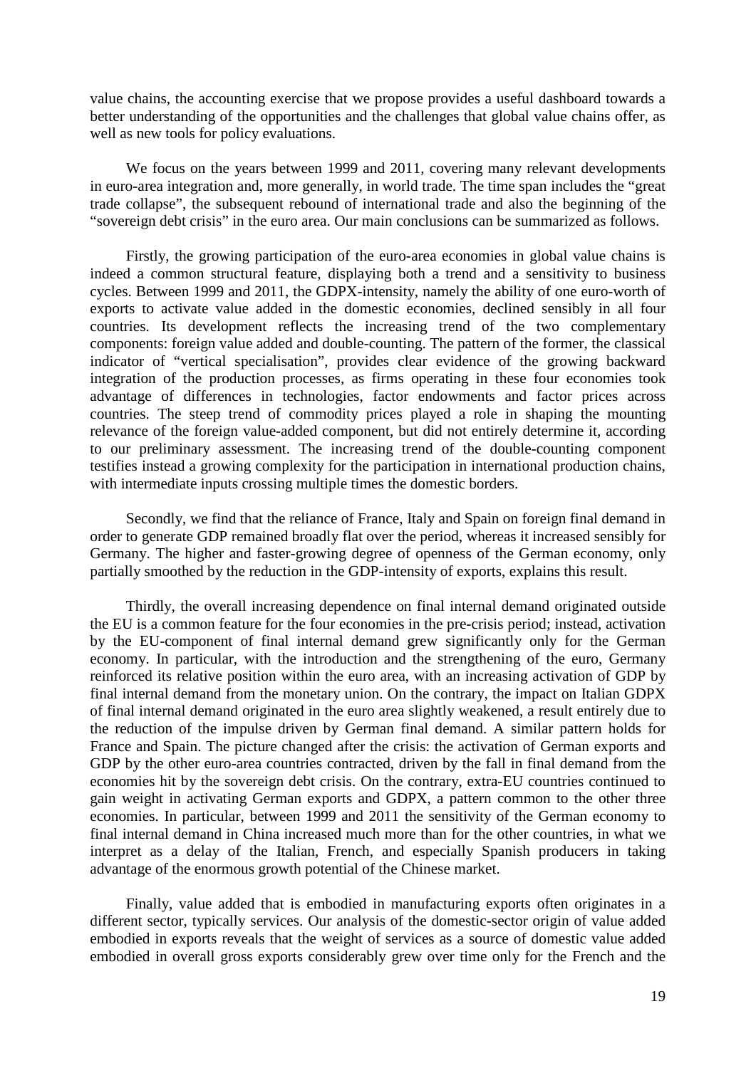value chains, the accounting exercise that we propose provides a useful dashboard towards a better understanding of the opportunities and the challenges that global value chains offer, as well as new tools for policy evaluations.

We focus on the years between 1999 and 2011, covering many relevant developments in euro-area integration and, more generally, in world trade. The time span includes the "great trade collapse", the subsequent rebound of international trade and also the beginning of the "sovereign debt crisis" in the euro area. Our main conclusions can be summarized as follows.

Firstly, the growing participation of the euro-area economies in global value chains is indeed a common structural feature, displaying both a trend and a sensitivity to business cycles. Between 1999 and 2011, the GDPX-intensity, namely the ability of one euro-worth of exports to activate value added in the domestic economies, declined sensibly in all four countries. Its development reflects the increasing trend of the two complementary components: foreign value added and double-counting. The pattern of the former, the classical indicator of "vertical specialisation", provides clear evidence of the growing backward integration of the production processes, as firms operating in these four economies took advantage of differences in technologies, factor endowments and factor prices across countries. The steep trend of commodity prices played a role in shaping the mounting relevance of the foreign value-added component, but did not entirely determine it, according to our preliminary assessment. The increasing trend of the double-counting component testifies instead a growing complexity for the participation in international production chains, with intermediate inputs crossing multiple times the domestic borders.

Secondly, we find that the reliance of France, Italy and Spain on foreign final demand in order to generate GDP remained broadly flat over the period, whereas it increased sensibly for Germany. The higher and faster-growing degree of openness of the German economy, only partially smoothed by the reduction in the GDP-intensity of exports, explains this result.

Thirdly, the overall increasing dependence on final internal demand originated outside the EU is a common feature for the four economies in the pre-crisis period; instead, activation by the EU-component of final internal demand grew significantly only for the German economy. In particular, with the introduction and the strengthening of the euro, Germany reinforced its relative position within the euro area, with an increasing activation of GDP by final internal demand from the monetary union. On the contrary, the impact on Italian GDPX of final internal demand originated in the euro area slightly weakened, a result entirely due to the reduction of the impulse driven by German final demand. A similar pattern holds for France and Spain. The picture changed after the crisis: the activation of German exports and GDP by the other euro-area countries contracted, driven by the fall in final demand from the economies hit by the sovereign debt crisis. On the contrary, extra-EU countries continued to gain weight in activating German exports and GDPX, a pattern common to the other three economies. In particular, between 1999 and 2011 the sensitivity of the German economy to final internal demand in China increased much more than for the other countries, in what we interpret as a delay of the Italian, French, and especially Spanish producers in taking advantage of the enormous growth potential of the Chinese market.

Finally, value added that is embodied in manufacturing exports often originates in a different sector, typically services. Our analysis of the domestic-sector origin of value added embodied in exports reveals that the weight of services as a source of domestic value added embodied in overall gross exports considerably grew over time only for the French and the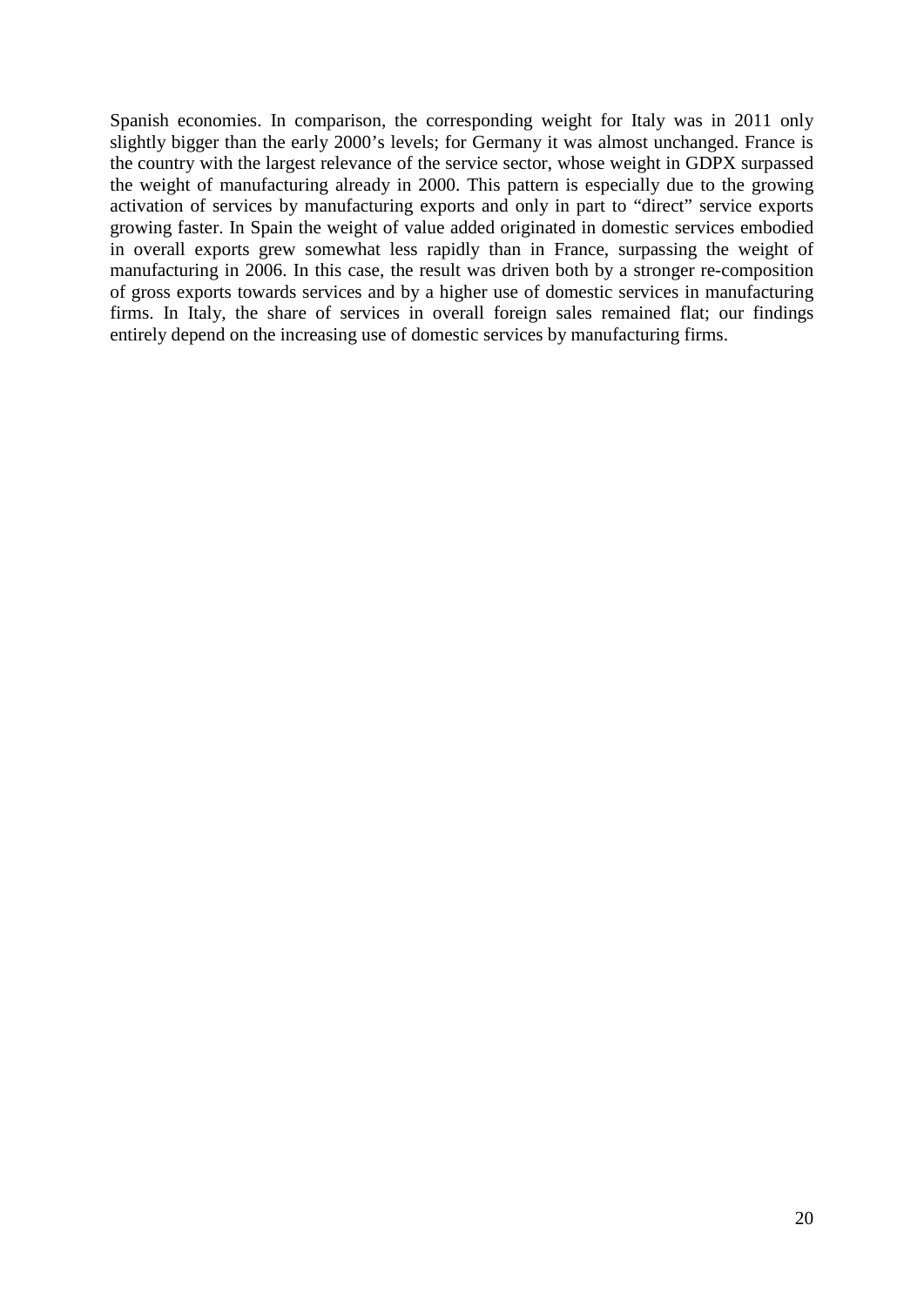Spanish economies. In comparison, the corresponding weight for Italy was in 2011 only slightly bigger than the early 2000's levels; for Germany it was almost unchanged. France is the country with the largest relevance of the service sector, whose weight in GDPX surpassed the weight of manufacturing already in 2000. This pattern is especially due to the growing activation of services by manufacturing exports and only in part to "direct" service exports growing faster. In Spain the weight of value added originated in domestic services embodied in overall exports grew somewhat less rapidly than in France, surpassing the weight of manufacturing in 2006. In this case, the result was driven both by a stronger re-composition of gross exports towards services and by a higher use of domestic services in manufacturing firms. In Italy, the share of services in overall foreign sales remained flat; our findings entirely depend on the increasing use of domestic services by manufacturing firms.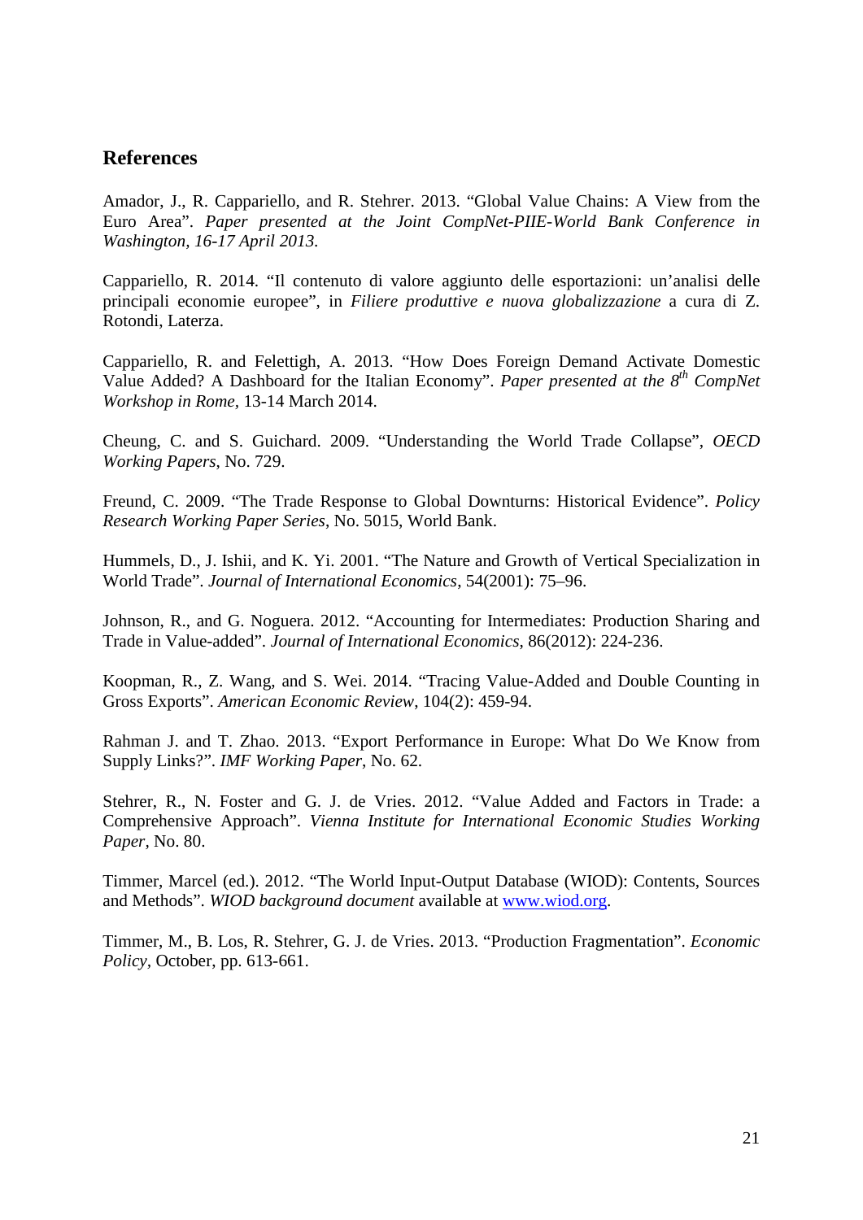## References

Amador, J., R. Cappariello, and R. Stehrer. 2013. "Global Value Chains: A View from the Euro Area". *Paper presented at the Joint CompNet-PIIE-World Bank Conference in Washington, 16-17 April 2013.*

Cappariello, R. 2014. "Il contenuto di valore aggiunto delle esportazioni: un'analisi delle principali economie europee", in *Filiere produttive e nuova globalizzazione* a cura di Z. Rotondi, Laterza.

Cappariello, R. and Felettigh, A. 2013. "How Does Foreign Demand Activate Domestic Value Added? A Dashboard for the Italian Economy". *Paper presented at the 8th CompNet Workshop in Rome*, 13-14 March 2014.

Cheung, C. and S. Guichard. 2009. "Understanding the World Trade Collapse", *OECD Working Papers*, No. 729.

Freund, C. 2009. "The Trade Response to Global Downturns: Historical Evidence". *Policy Research Working Paper Series*, No. 5015, World Bank.

Hummels, D., J. Ishii, and K. Yi. 2001. "The Nature and Growth of Vertical Specialization in World Trade". *Journal of International Economics*, 54(2001): 75–96.

Johnson, R., and G. Noguera. 2012. "Accounting for Intermediates: Production Sharing and Trade in Value-added". *Journal of International Economics*, 86(2012): 224-236.

Koopman, R., Z. Wang, and S. Wei. 2014. "Tracing Value-Added and Double Counting in Gross Exports". *American Economic Review*, 104(2): 459-94.

Rahman J. and T. Zhao. 2013. "Export Performance in Europe: What Do We Know from Supply Links?". *IMF Working Paper*, No. 62.

Stehrer, R., N. Foster and G. J. de Vries. 2012. "Value Added and Factors in Trade: a Comprehensive Approach". *Vienna Institute for International Economic Studies Working Paper*, No. 80.

Timmer, Marcel (ed.). 2012. "The World Input-Output Database (WIOD): Contents, Sources and Methods". *WIOD background document* available at www.wiod.org.

Timmer, M., B. Los, R. Stehrer, G. J. de Vries. 2013. "Production Fragmentation". *Economic Policy*, October, pp. 613-661.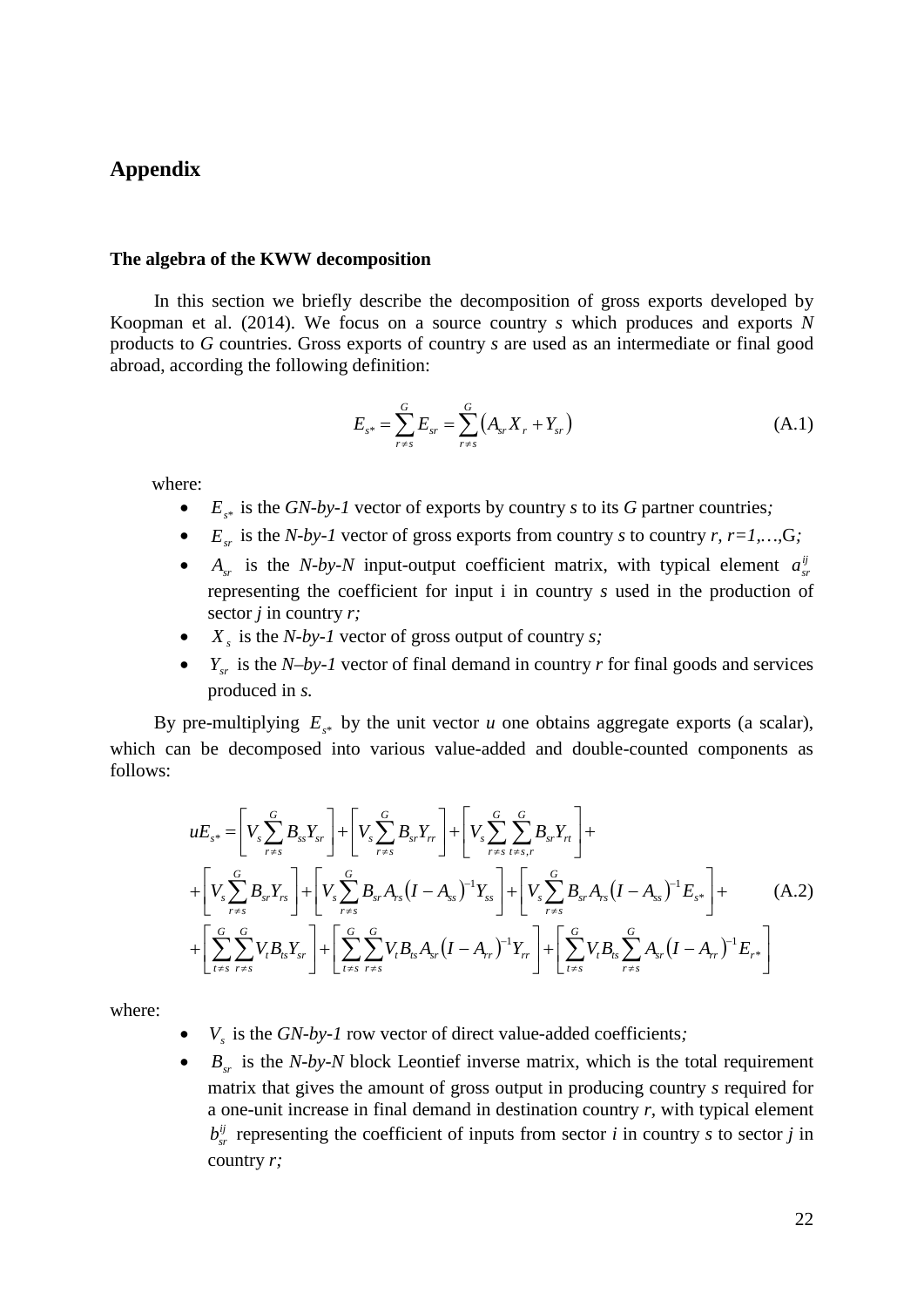## Appendix

### The algebra of the KWW decomposition

In this section we briefly describe the decomposition of gross exports developed by Koopman et al. (2014). We focus on a source country *s* which produces and exports *N* products to *G* countries. Gross exports of country *s* are used as an intermediate or final good abroad, according the following definition:

$$E_{s*} = \sum_{r \neq s}^{G} E_{sr} = \sum_{r \neq s}^{G} \left( A_{sr} X_r + Y_{sr} \right) \tag{A.1}$$

where:

- $E_{s*}$ is the *GN-by-1* vector of exports by country *s* to its *G* partner countries*;*
- $E_{sr}$ is the *N-by-1* vector of gross exports from country *s* to country *r, r=1,…,*G*;*
- $A_{sr}$ is the *N-by-N* input-output coefficient matrix, with typical element $a_{sr}^{ij}$ representing the coefficient for input i in country *s* used in the production of sector *j* in country *r;*
- $X_s$ is the *N-by-1* vector of gross output of country *s;*
- $Y_{sr}$ is the *N–by-1* vector of final demand in country *r* for final goods and services produced in *s.*

By pre-multiplying $E_{s*}$ by the unit vector *u* one obtains aggregate exports (a scalar), which can be decomposed into various value-added and double-counted components as follows:

$$\begin{aligned} uE_{s*} = & \left[ V_s \sum_{r \neq s}^{G} B_{ss} Y_{sr} \right] + \left[ V_s \sum_{r \neq s}^{G} B_{sr} Y_{rr} \right] + \left[ V_s \sum_{r \neq s}^{G} \sum_{t \neq s,r}^{G} B_{sr} Y_{rt} \right] + \\ & + \left[ V_s \sum_{r \neq s}^{G} B_{sr} Y_{rs} \right] + \left[ V_s \sum_{r \neq s}^{G} B_{sr} A_{rs} \left( I - A_{ss} \right)^{-1} Y_{ss} \right] + \left[ V_s \sum_{r \neq s}^{G} B_{sr} A_{rs} \left( I - A_{ss} \right)^{-1} E_{s*} \right] + \\ & + \left[ \sum_{t \neq s}^{G} \sum_{r \neq s}^{G} V_t B_{ts} Y_{sr} \right] + \left[ \sum_{t \neq s}^{G} \sum_{r \neq s}^{G} V_t B_{ts} A_{sr} \left( I - A_{rr} \right)^{-1} Y_{rr} \right] + \left[ \sum_{t \neq s}^{G} V_t B_{ts} \sum_{r \neq s}^{G} A_{sr} \left( I - A_{rr} \right)^{-1} E_{r*} \right] \end{aligned} \tag{A.2}$$

where:

- $V_s$ is the *GN-by-1* row vector of direct value-added coefficients*;*
- $B_{sr}$ is the *N-by-N* block Leontief inverse matrix, which is the total requirement matrix that gives the amount of gross output in producing country *s* required for a one-unit increase in final demand in destination country *r*, with typical element $b_{sr}^{ij}$ representing the coefficient of inputs from sector *i* in country *s* to sector *j* in country *r;*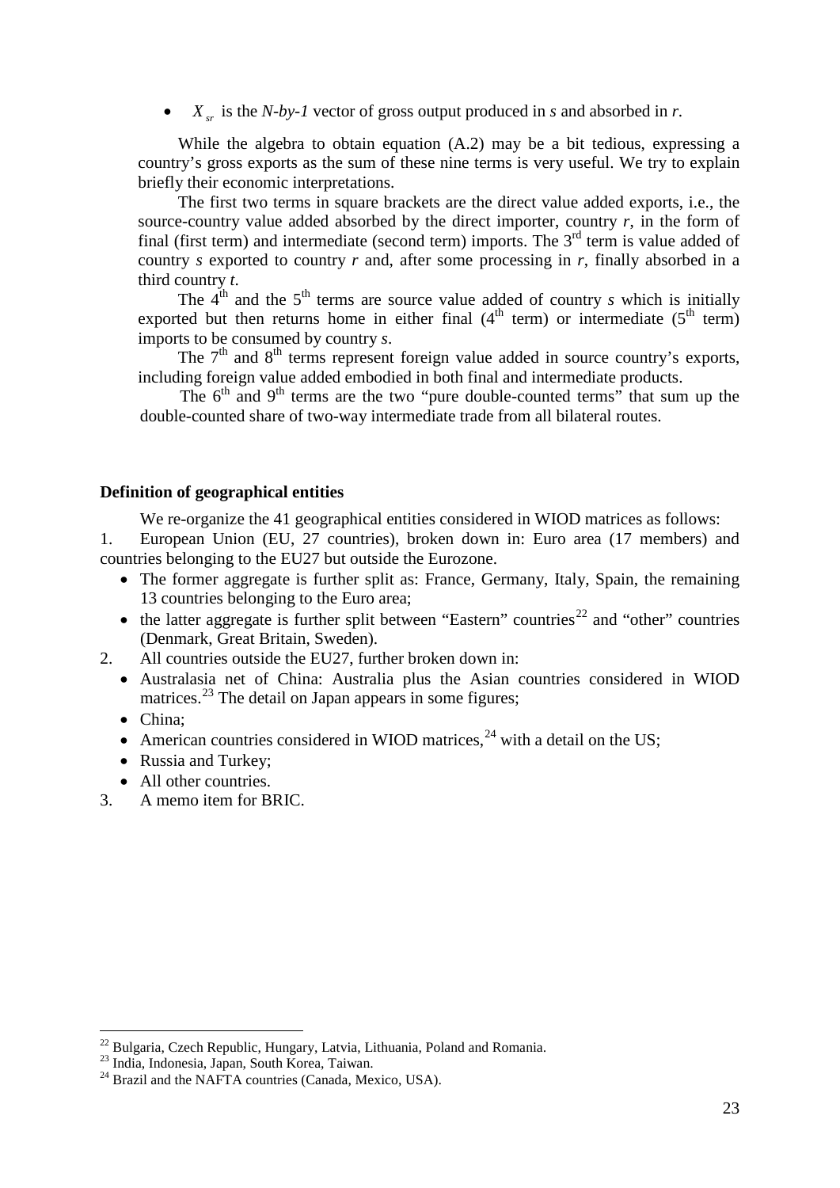- $X_{sr}$ is the *N-by-1* vector of gross output produced in *s* and absorbed in *r*.

While the algebra to obtain equation (A.2) may be a bit tedious, expressing a country's gross exports as the sum of these nine terms is very useful. We try to explain briefly their economic interpretations.

The first two terms in square brackets are the direct value added exports, i.e., the source-country value added absorbed by the direct importer, country *r*, in the form of final (first term) and intermediate (second term) imports. The 3rd term is value added of country *s* exported to country *r* and, after some processing in *r*, finally absorbed in a third country *t*.

The 4th and the 5th terms are source value added of country *s* which is initially exported but then returns home in either final (4th term) or intermediate (5th term) imports to be consumed by country *s*.

The 7th and 8th terms represent foreign value added in source country's exports, including foreign value added embodied in both final and intermediate products.

The 6th and 9th terms are the two "pure double-counted terms" that sum up the double-counted share of two-way intermediate trade from all bilateral routes.

**Definition of geographical entities**

We re-organize the 41 geographical entities considered in WIOD matrices as follows:

1. European Union (EU, 27 countries), broken down in: Euro area (17 members) and countries belonging to the EU27 but outside the Eurozone.
   - The former aggregate is further split as: France, Germany, Italy, Spain, the remaining 13 countries belonging to the Euro area;
   - the latter aggregate is further split between "Eastern" countries[22] and "other" countries (Denmark, Great Britain, Sweden).
2. All countries outside the EU27, further broken down in:
   - Australasia net of China: Australia plus the Asian countries considered in WIOD matrices.[23] The detail on Japan appears in some figures;
   - China;
   - American countries considered in WIOD matrices,[24] with a detail on the US;
   - Russia and Turkey;
   - All other countries.
3. A memo item for BRIC.

[22] Bulgaria, Czech Republic, Hungary, Latvia, Lithuania, Poland and Romania.

[23] India, Indonesia, Japan, South Korea, Taiwan.

[24] Brazil and the NAFTA countries (Canada, Mexico, USA).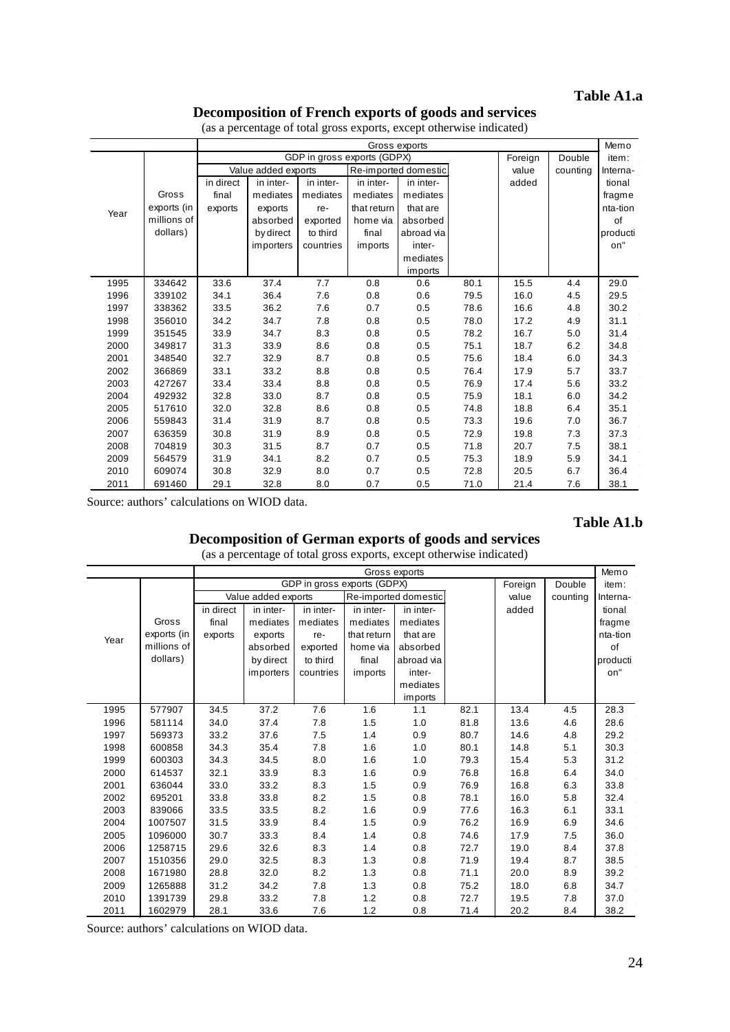**Table A1.a**

## Decomposition of French exports of goods and services

(as a percentage of total gross exports, except otherwise indicated)

| Year | Gross exports (in millions of dollars) | Gross exports | | | | | | | | Memo item: Interna-tional fragme nta-tion of producti on" |
|---|---|---|---|---|---|---|---|---|---|---|
| | | GDP in gross exports (GDPX) | | | | | | Foreign value added | Double counting | |
| | | Value added exports | | | Re-imported domestic | | | | | |
| | | in direct final exports | in inter-mediates exports absorbed by direct importers | in inter-mediates re-exported to third countries | in inter-mediates that return home via final imports | in inter-mediates that are absorbed abroad via inter-mediates imports | | | | |
| 1995 | 334642 | 33.6 | 37.4 | 7.7 | 0.8 | 0.6 | 80.1 | 15.5 | 4.4 | 29.0 |
| 1996 | 339102 | 34.1 | 36.4 | 7.6 | 0.8 | 0.6 | 79.5 | 16.0 | 4.5 | 29.5 |
| 1997 | 338362 | 33.5 | 36.2 | 7.6 | 0.7 | 0.5 | 78.6 | 16.6 | 4.8 | 30.2 |
| 1998 | 356010 | 34.2 | 34.7 | 7.8 | 0.8 | 0.5 | 78.0 | 17.2 | 4.9 | 31.1 |
| 1999 | 351545 | 33.9 | 34.7 | 8.3 | 0.8 | 0.5 | 78.2 | 16.7 | 5.0 | 31.4 |
| 2000 | 349817 | 31.3 | 33.9 | 8.6 | 0.8 | 0.5 | 75.1 | 18.7 | 6.2 | 34.8 |
| 2001 | 348540 | 32.7 | 32.9 | 8.7 | 0.8 | 0.5 | 75.6 | 18.4 | 6.0 | 34.3 |
| 2002 | 366869 | 33.1 | 33.2 | 8.8 | 0.8 | 0.5 | 76.4 | 17.9 | 5.7 | 33.7 |
| 2003 | 427267 | 33.4 | 33.4 | 8.8 | 0.8 | 0.5 | 76.9 | 17.4 | 5.6 | 33.2 |
| 2004 | 492932 | 32.8 | 33.0 | 8.7 | 0.8 | 0.5 | 75.9 | 18.1 | 6.0 | 34.2 |
| 2005 | 517610 | 32.0 | 32.8 | 8.6 | 0.8 | 0.5 | 74.8 | 18.8 | 6.4 | 35.1 |
| 2006 | 559843 | 31.4 | 31.9 | 8.7 | 0.8 | 0.5 | 73.3 | 19.6 | 7.0 | 36.7 |
| 2007 | 636359 | 30.8 | 31.9 | 8.9 | 0.8 | 0.5 | 72.9 | 19.8 | 7.3 | 37.3 |
| 2008 | 704819 | 30.3 | 31.5 | 8.7 | 0.7 | 0.5 | 71.8 | 20.7 | 7.5 | 38.1 |
| 2009 | 564579 | 31.9 | 34.1 | 8.2 | 0.7 | 0.5 | 75.3 | 18.9 | 5.9 | 34.1 |
| 2010 | 609074 | 30.8 | 32.9 | 8.0 | 0.7 | 0.5 | 72.8 | 20.5 | 6.7 | 36.4 |
| 2011 | 691460 | 29.1 | 32.8 | 8.0 | 0.7 | 0.5 | 71.0 | 21.4 | 7.6 | 38.1 |

Source: authors' calculations on WIOD data.

**Table A1.b**

## Decomposition of German exports of goods and services

(as a percentage of total gross exports, except otherwise indicated)

| Year | Gross exports (in millions of dollars) | Gross exports | | | | | | | | Memo item: Interna-tional fragme nta-tion of producti on" |
|---|---|---|---|---|---|---|---|---|---|---|
| | | GDP in gross exports (GDPX) | | | | | | Foreign value added | Double counting | |
| | | Value added exports | | | Re-imported domestic | | | | | |
| | | in direct final exports | in inter-mediates exports absorbed by direct importers | in inter-mediates re-exported to third countries | in inter-mediates that return home via final imports | in inter-mediates that are absorbed abroad via inter-mediates imports | | | | |
| 1995 | 577907 | 34.5 | 37.2 | 7.6 | 1.6 | 1.1 | 82.1 | 13.4 | 4.5 | 28.3 |
| 1996 | 581114 | 34.0 | 37.4 | 7.8 | 1.5 | 1.0 | 81.8 | 13.6 | 4.6 | 28.6 |
| 1997 | 569373 | 33.2 | 37.6 | 7.5 | 1.4 | 0.9 | 80.7 | 14.6 | 4.8 | 29.2 |
| 1998 | 600858 | 34.3 | 35.4 | 7.8 | 1.6 | 1.0 | 80.1 | 14.8 | 5.1 | 30.3 |
| 1999 | 600303 | 34.3 | 34.5 | 8.0 | 1.6 | 1.0 | 79.3 | 15.4 | 5.3 | 31.2 |
| 2000 | 614537 | 32.1 | 33.9 | 8.3 | 1.6 | 0.9 | 76.8 | 16.8 | 6.4 | 34.0 |
| 2001 | 636044 | 33.0 | 33.2 | 8.3 | 1.5 | 0.9 | 76.9 | 16.8 | 6.3 | 33.8 |
| 2002 | 695201 | 33.8 | 33.8 | 8.2 | 1.5 | 0.8 | 78.1 | 16.0 | 5.8 | 32.4 |
| 2003 | 839066 | 33.5 | 33.5 | 8.2 | 1.6 | 0.9 | 77.6 | 16.3 | 6.1 | 33.1 |
| 2004 | 1007507 | 31.5 | 33.9 | 8.4 | 1.5 | 0.9 | 76.2 | 16.9 | 6.9 | 34.6 |
| 2005 | 1096000 | 30.7 | 33.3 | 8.4 | 1.4 | 0.8 | 74.6 | 17.9 | 7.5 | 36.0 |
| 2006 | 1258715 | 29.6 | 32.6 | 8.3 | 1.4 | 0.8 | 72.7 | 19.0 | 8.4 | 37.8 |
| 2007 | 1510356 | 29.0 | 32.5 | 8.3 | 1.3 | 0.8 | 71.9 | 19.4 | 8.7 | 38.5 |
| 2008 | 1671980 | 28.8 | 32.0 | 8.2 | 1.3 | 0.8 | 71.1 | 20.0 | 8.9 | 39.2 |
| 2009 | 1265888 | 31.2 | 34.2 | 7.8 | 1.3 | 0.8 | 75.2 | 18.0 | 6.8 | 34.7 |
| 2010 | 1391739 | 29.8 | 33.2 | 7.8 | 1.2 | 0.8 | 72.7 | 19.5 | 7.8 | 37.0 |
| 2011 | 1602979 | 28.1 | 33.6 | 7.6 | 1.2 | 0.8 | 71.4 | 20.2 | 8.4 | 38.2 |

Source: authors' calculations on WIOD data.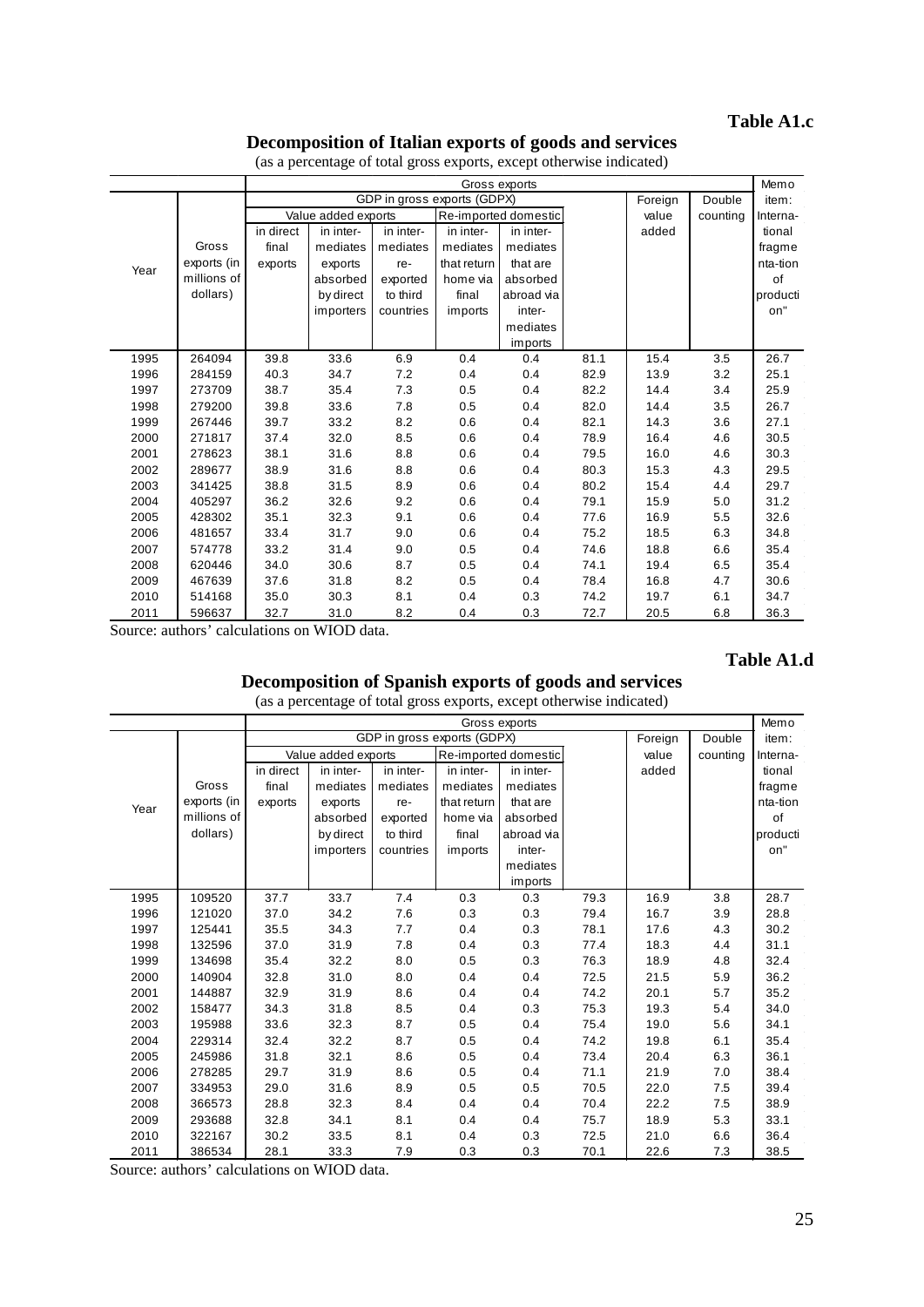**Table A1.c**

## Decomposition of Italian exports of goods and services

(as a percentage of total gross exports, except otherwise indicated)

| Year | Gross exports (in millions of dollars) | Gross exports | | | | | | | | Memo item: International fragmentation of production" |
|---|---|---|---|---|---|---|---|---|---|---|
| | | GDP in gross exports (GDPX) | | | | | | Foreign value added | Double counting | |
| | | Value added exports | | | Re-imported domestic | | | | | |
| | | in direct final exports | in intermediates exports absorbed by direct importers | in intermediates re-exported to third countries | in intermediates that return home via final imports | in intermediates that are absorbed abroad via intermediates imports | | | | |
| 1995 | 264094 | 39.8 | 33.6 | 6.9 | 0.4 | 0.4 | 81.1 | 15.4 | 3.5 | 26.7 |
| 1996 | 284159 | 40.3 | 34.7 | 7.2 | 0.4 | 0.4 | 82.9 | 13.9 | 3.2 | 25.1 |
| 1997 | 273709 | 38.7 | 35.4 | 7.3 | 0.5 | 0.4 | 82.2 | 14.4 | 3.4 | 25.9 |
| 1998 | 279200 | 39.8 | 33.6 | 7.8 | 0.5 | 0.4 | 82.0 | 14.4 | 3.5 | 26.7 |
| 1999 | 267446 | 39.7 | 33.2 | 8.2 | 0.6 | 0.4 | 82.1 | 14.3 | 3.6 | 27.1 |
| 2000 | 271817 | 37.4 | 32.0 | 8.5 | 0.6 | 0.4 | 78.9 | 16.4 | 4.6 | 30.5 |
| 2001 | 278623 | 38.1 | 31.6 | 8.8 | 0.6 | 0.4 | 79.5 | 16.0 | 4.6 | 30.3 |
| 2002 | 289677 | 38.9 | 31.6 | 8.8 | 0.6 | 0.4 | 80.3 | 15.3 | 4.3 | 29.5 |
| 2003 | 341425 | 38.8 | 31.5 | 8.9 | 0.6 | 0.4 | 80.2 | 15.4 | 4.4 | 29.7 |
| 2004 | 405297 | 36.2 | 32.6 | 9.2 | 0.6 | 0.4 | 79.1 | 15.9 | 5.0 | 31.2 |
| 2005 | 428302 | 35.1 | 32.3 | 9.1 | 0.6 | 0.4 | 77.6 | 16.9 | 5.5 | 32.6 |
| 2006 | 481657 | 33.4 | 31.7 | 9.0 | 0.6 | 0.4 | 75.2 | 18.5 | 6.3 | 34.8 |
| 2007 | 574778 | 33.2 | 31.4 | 9.0 | 0.5 | 0.4 | 74.6 | 18.8 | 6.6 | 35.4 |
| 2008 | 620446 | 34.0 | 30.6 | 8.7 | 0.5 | 0.4 | 74.1 | 19.4 | 6.5 | 35.4 |
| 2009 | 467639 | 37.6 | 31.8 | 8.2 | 0.5 | 0.4 | 78.4 | 16.8 | 4.7 | 30.6 |
| 2010 | 514168 | 35.0 | 30.3 | 8.1 | 0.4 | 0.3 | 74.2 | 19.7 | 6.1 | 34.7 |
| 2011 | 596637 | 32.7 | 31.0 | 8.2 | 0.4 | 0.3 | 72.7 | 20.5 | 6.8 | 36.3 |

Source: authors' calculations on WIOD data.

**Table A1.d**

## Decomposition of Spanish exports of goods and services

(as a percentage of total gross exports, except otherwise indicated)

| Year | Gross exports (in millions of dollars) | Gross exports | | | | | | | | Memo item: International fragmentation of production" |
|---|---|---|---|---|---|---|---|---|---|---|
| | | GDP in gross exports (GDPX) | | | | | | Foreign value added | Double counting | |
| | | Value added exports | | | Re-imported domestic | | | | | |
| | | in direct final exports | in intermediates exports absorbed by direct importers | in intermediates re-exported to third countries | in intermediates that return home via final imports | in intermediates that are absorbed abroad via intermediates imports | | | | |
| 1995 | 109520 | 37.7 | 33.7 | 7.4 | 0.3 | 0.3 | 79.3 | 16.9 | 3.8 | 28.7 |
| 1996 | 121020 | 37.0 | 34.2 | 7.6 | 0.3 | 0.3 | 79.4 | 16.7 | 3.9 | 28.8 |
| 1997 | 125441 | 35.5 | 34.3 | 7.7 | 0.4 | 0.3 | 78.1 | 17.6 | 4.3 | 30.2 |
| 1998 | 132596 | 37.0 | 31.9 | 7.8 | 0.4 | 0.3 | 77.4 | 18.3 | 4.4 | 31.1 |
| 1999 | 134698 | 35.4 | 32.2 | 8.0 | 0.5 | 0.3 | 76.3 | 18.9 | 4.8 | 32.4 |
| 2000 | 140904 | 32.8 | 31.0 | 8.0 | 0.4 | 0.4 | 72.5 | 21.5 | 5.9 | 36.2 |
| 2001 | 144887 | 32.9 | 31.9 | 8.6 | 0.4 | 0.4 | 74.2 | 20.1 | 5.7 | 35.2 |
| 2002 | 158477 | 34.3 | 31.8 | 8.5 | 0.4 | 0.3 | 75.3 | 19.3 | 5.4 | 34.0 |
| 2003 | 195988 | 33.6 | 32.3 | 8.7 | 0.5 | 0.4 | 75.4 | 19.0 | 5.6 | 34.1 |
| 2004 | 229314 | 32.4 | 32.2 | 8.7 | 0.5 | 0.4 | 74.2 | 19.8 | 6.1 | 35.4 |
| 2005 | 245986 | 31.8 | 32.1 | 8.6 | 0.5 | 0.4 | 73.4 | 20.4 | 6.3 | 36.1 |
| 2006 | 278285 | 29.7 | 31.9 | 8.6 | 0.5 | 0.4 | 71.1 | 21.9 | 7.0 | 38.4 |
| 2007 | 334953 | 29.0 | 31.6 | 8.9 | 0.5 | 0.5 | 70.5 | 22.0 | 7.5 | 39.4 |
| 2008 | 366573 | 28.8 | 32.3 | 8.4 | 0.4 | 0.4 | 70.4 | 22.2 | 7.5 | 38.9 |
| 2009 | 293688 | 32.8 | 34.1 | 8.1 | 0.4 | 0.4 | 75.7 | 18.9 | 5.3 | 33.1 |
| 2010 | 322167 | 30.2 | 33.5 | 8.1 | 0.4 | 0.3 | 72.5 | 21.0 | 6.6 | 36.4 |
| 2011 | 386534 | 28.1 | 33.3 | 7.9 | 0.3 | 0.3 | 70.1 | 22.6 | 7.3 | 38.5 |

Source: authors' calculations on WIOD data.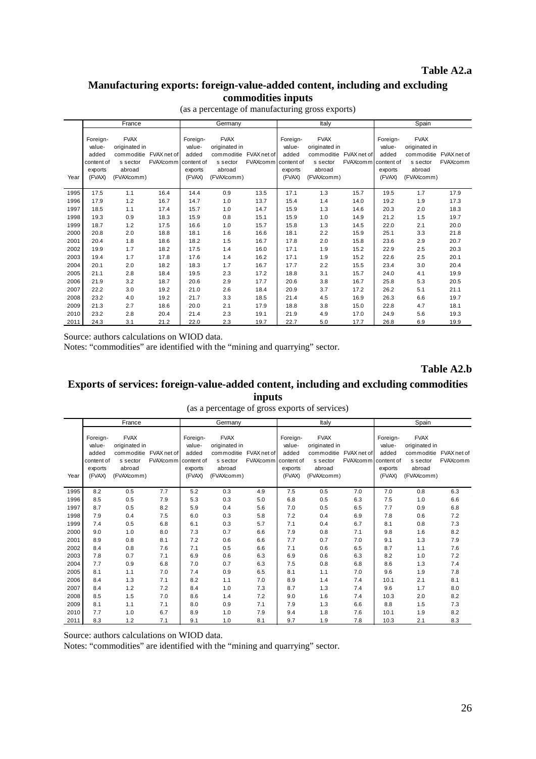**Table A2.a**

## Manufacturing exports: foreign-value-added content, including and excluding commodities inputs

(as a percentage of manufacturing gross exports)

| | France | | | Germany | | | Italy | | | Spain | | |
|---|---|---|---|---|---|---|---|---|---|---|---|---|
| Year | Foreign-value-added content of exports (FVAX) | FVAX originated in commodities sector abroad (FVAXcomm) | FVAX net of FVAXcomm | Foreign-value-added content of exports (FVAX) | FVAX originated in commodities sector abroad (FVAXcomm) | FVAX net of FVAXcomm | Foreign-value-added content of exports (FVAX) | FVAX originated in commodities sector abroad (FVAXcomm) | FVAX net of FVAXcomm | Foreign-value-added content of exports (FVAX) | FVAX originated in commodities sector abroad (FVAXcomm) | FVAX net of FVAXcomm |
| 1995 | 17.5 | 1.1 | 16.4 | 14.4 | 0.9 | 13.5 | 17.1 | 1.3 | 15.7 | 19.5 | 1.7 | 17.9 |
| 1996 | 17.9 | 1.2 | 16.7 | 14.7 | 1.0 | 13.7 | 15.4 | 1.4 | 14.0 | 19.2 | 1.9 | 17.3 |
| 1997 | 18.5 | 1.1 | 17.4 | 15.7 | 1.0 | 14.7 | 15.9 | 1.3 | 14.6 | 20.3 | 2.0 | 18.3 |
| 1998 | 19.3 | 0.9 | 18.3 | 15.9 | 0.8 | 15.1 | 15.9 | 1.0 | 14.9 | 21.2 | 1.5 | 19.7 |
| 1999 | 18.7 | 1.2 | 17.5 | 16.6 | 1.0 | 15.7 | 15.8 | 1.3 | 14.5 | 22.0 | 2.1 | 20.0 |
| 2000 | 20.8 | 2.0 | 18.8 | 18.1 | 1.6 | 16.6 | 18.1 | 2.2 | 15.9 | 25.1 | 3.3 | 21.8 |
| 2001 | 20.4 | 1.8 | 18.6 | 18.2 | 1.5 | 16.7 | 17.8 | 2.0 | 15.8 | 23.6 | 2.9 | 20.7 |
| 2002 | 19.9 | 1.7 | 18.2 | 17.5 | 1.4 | 16.0 | 17.1 | 1.9 | 15.2 | 22.9 | 2.5 | 20.3 |
| 2003 | 19.4 | 1.7 | 17.8 | 17.6 | 1.4 | 16.2 | 17.1 | 1.9 | 15.2 | 22.6 | 2.5 | 20.1 |
| 2004 | 20.1 | 2.0 | 18.2 | 18.3 | 1.7 | 16.7 | 17.7 | 2.2 | 15.5 | 23.4 | 3.0 | 20.4 |
| 2005 | 21.1 | 2.8 | 18.4 | 19.5 | 2.3 | 17.2 | 18.8 | 3.1 | 15.7 | 24.0 | 4.1 | 19.9 |
| 2006 | 21.9 | 3.2 | 18.7 | 20.6 | 2.9 | 17.7 | 20.6 | 3.8 | 16.7 | 25.8 | 5.3 | 20.5 |
| 2007 | 22.2 | 3.0 | 19.2 | 21.0 | 2.6 | 18.4 | 20.9 | 3.7 | 17.2 | 26.2 | 5.1 | 21.1 |
| 2008 | 23.2 | 4.0 | 19.2 | 21.7 | 3.3 | 18.5 | 21.4 | 4.5 | 16.9 | 26.3 | 6.6 | 19.7 |
| 2009 | 21.3 | 2.7 | 18.6 | 20.0 | 2.1 | 17.9 | 18.8 | 3.8 | 15.0 | 22.8 | 4.7 | 18.1 |
| 2010 | 23.2 | 2.8 | 20.4 | 21.4 | 2.3 | 19.1 | 21.9 | 4.9 | 17.0 | 24.9 | 5.6 | 19.3 |
| 2011 | 24.3 | 3.1 | 21.2 | 22.0 | 2.3 | 19.7 | 22.7 | 5.0 | 17.7 | 26.8 | 6.9 | 19.9 |

Source: authors calculations on WIOD data.
Notes: "commodities" are identified with the "mining and quarrying" sector.

**Table A2.b**

## Exports of services: foreign-value-added content, including and excluding commodities inputs

(as a percentage of gross exports of services)

| | France | | | Germany | | | Italy | | | Spain | | |
|---|---|---|---|---|---|---|---|---|---|---|---|---|
| Year | Foreign-value-added content of exports (FVAX) | FVAX originated in commodities sector abroad (FVAXcomm) | FVAX net of FVAXcomm | Foreign-value-added content of exports (FVAX) | FVAX originated in commodities sector abroad (FVAXcomm) | FVAX net of FVAXcomm | Foreign-value-added content of exports (FVAX) | FVAX originated in commodities sector abroad (FVAXcomm) | FVAX net of FVAXcomm | Foreign-value-added content of exports (FVAX) | FVAX originated in commodities sector abroad (FVAXcomm) | FVAX net of FVAXcomm |
| 1995 | 8.2 | 0.5 | 7.7 | 5.2 | 0.3 | 4.9 | 7.5 | 0.5 | 7.0 | 7.0 | 0.8 | 6.3 |
| 1996 | 8.5 | 0.5 | 7.9 | 5.3 | 0.3 | 5.0 | 6.8 | 0.5 | 6.3 | 7.5 | 1.0 | 6.6 |
| 1997 | 8.7 | 0.5 | 8.2 | 5.9 | 0.4 | 5.6 | 7.0 | 0.5 | 6.5 | 7.7 | 0.9 | 6.8 |
| 1998 | 7.9 | 0.4 | 7.5 | 6.0 | 0.3 | 5.8 | 7.2 | 0.4 | 6.9 | 7.8 | 0.6 | 7.2 |
| 1999 | 7.4 | 0.5 | 6.8 | 6.1 | 0.3 | 5.7 | 7.1 | 0.4 | 6.7 | 8.1 | 0.8 | 7.3 |
| 2000 | 9.0 | 1.0 | 8.0 | 7.3 | 0.7 | 6.6 | 7.9 | 0.8 | 7.1 | 9.8 | 1.6 | 8.2 |
| 2001 | 8.9 | 0.8 | 8.1 | 7.2 | 0.6 | 6.6 | 7.7 | 0.7 | 7.0 | 9.1 | 1.3 | 7.9 |
| 2002 | 8.4 | 0.8 | 7.6 | 7.1 | 0.5 | 6.6 | 7.1 | 0.6 | 6.5 | 8.7 | 1.1 | 7.6 |
| 2003 | 7.8 | 0.7 | 7.1 | 6.9 | 0.6 | 6.3 | 6.9 | 0.6 | 6.3 | 8.2 | 1.0 | 7.2 |
| 2004 | 7.7 | 0.9 | 6.8 | 7.0 | 0.7 | 6.3 | 7.5 | 0.8 | 6.8 | 8.6 | 1.3 | 7.4 |
| 2005 | 8.1 | 1.1 | 7.0 | 7.4 | 0.9 | 6.5 | 8.1 | 1.1 | 7.0 | 9.6 | 1.9 | 7.8 |
| 2006 | 8.4 | 1.3 | 7.1 | 8.2 | 1.1 | 7.0 | 8.9 | 1.4 | 7.4 | 10.1 | 2.1 | 8.1 |
| 2007 | 8.4 | 1.2 | 7.2 | 8.4 | 1.0 | 7.3 | 8.7 | 1.3 | 7.4 | 9.6 | 1.7 | 8.0 |
| 2008 | 8.5 | 1.5 | 7.0 | 8.6 | 1.4 | 7.2 | 9.0 | 1.6 | 7.4 | 10.3 | 2.0 | 8.2 |
| 2009 | 8.1 | 1.1 | 7.1 | 8.0 | 0.9 | 7.1 | 7.9 | 1.3 | 6.6 | 8.8 | 1.5 | 7.3 |
| 2010 | 7.7 | 1.0 | 6.7 | 8.9 | 1.0 | 7.9 | 9.4 | 1.8 | 7.6 | 10.1 | 1.9 | 8.2 |
| 2011 | 8.3 | 1.2 | 7.1 | 9.1 | 1.0 | 8.1 | 9.7 | 1.9 | 7.8 | 10.3 | 2.1 | 8.3 |

Source: authors calculations on WIOD data.
Notes: "commodities" are identified with the "mining and quarrying" sector.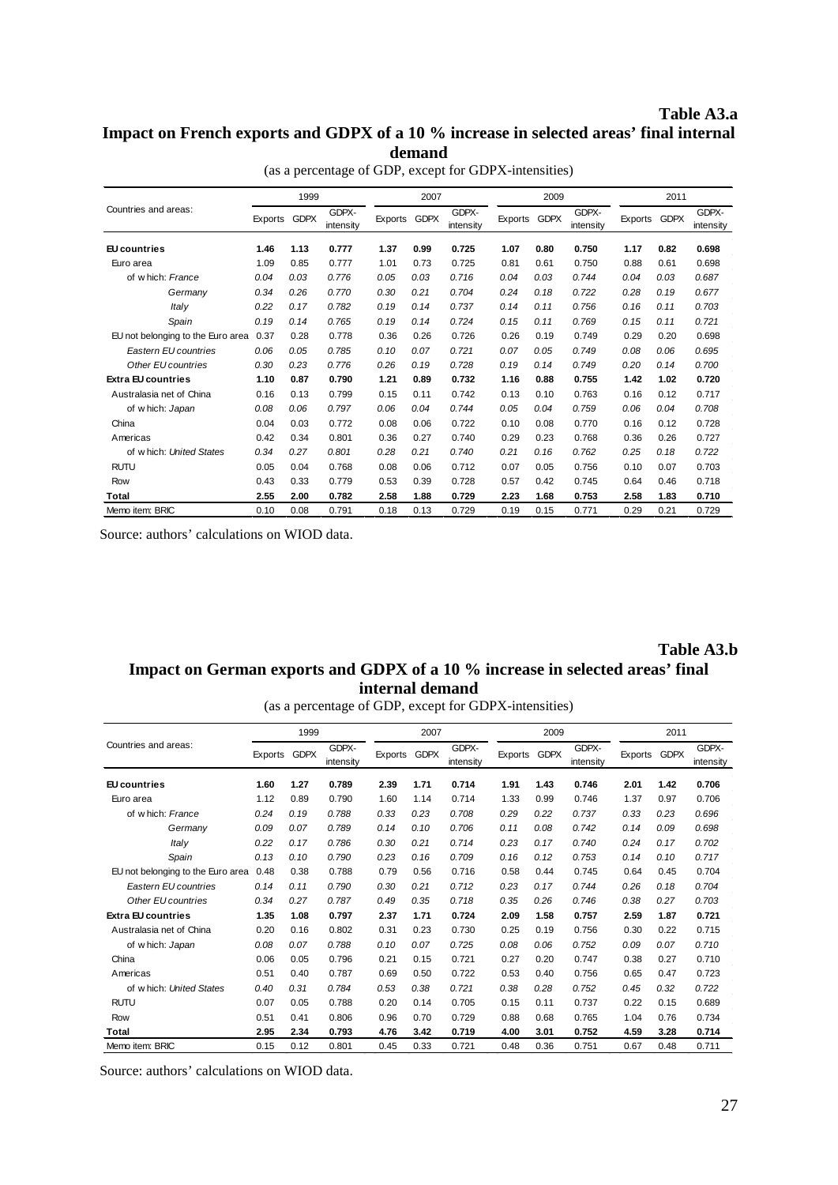**Table A3.a**

## Impact on French exports and GDPX of a 10 % increase in selected areas' final internal demand

(as a percentage of GDP, except for GDPX-intensities)

| Countries and areas: | 1999 | | | 2007 | | | 2009 | | | 2011 | | |
|---|---|---|---|---|---|---|---|---|---|---|---|---|
| | Exports | GDPX | GDPX-intensity | Exports | GDPX | GDPX-intensity | Exports | GDPX | GDPX-intensity | Exports | GDPX | GDPX-intensity |
| **EU countries** | **1.46** | **1.13** | **0.777** | **1.37** | **0.99** | **0.725** | **1.07** | **0.80** | **0.750** | **1.17** | **0.82** | **0.698** |
| Euro area | 1.09 | 0.85 | 0.777 | 1.01 | 0.73 | 0.725 | 0.81 | 0.61 | 0.750 | 0.88 | 0.61 | 0.698 |
| of which: *France* | *0.04* | *0.03* | *0.776* | *0.05* | *0.03* | *0.716* | *0.04* | *0.03* | *0.744* | *0.04* | *0.03* | *0.687* |
| *Germany* | *0.34* | *0.26* | *0.770* | *0.30* | *0.21* | *0.704* | *0.24* | *0.18* | *0.722* | *0.28* | *0.19* | *0.677* |
| *Italy* | *0.22* | *0.17* | *0.782* | *0.19* | *0.14* | *0.737* | *0.14* | *0.11* | *0.756* | *0.16* | *0.11* | *0.703* |
| *Spain* | *0.19* | *0.14* | *0.765* | *0.19* | *0.14* | *0.724* | *0.15* | *0.11* | *0.769* | *0.15* | *0.11* | *0.721* |
| EU not belonging to the Euro area | 0.37 | 0.28 | 0.778 | 0.36 | 0.26 | 0.726 | 0.26 | 0.19 | 0.749 | 0.29 | 0.20 | 0.698 |
| *Eastern EU countries* | *0.06* | *0.05* | *0.785* | *0.10* | *0.07* | *0.721* | *0.07* | *0.05* | *0.749* | *0.08* | *0.06* | *0.695* |
| *Other EU countries* | *0.30* | *0.23* | *0.776* | *0.26* | *0.19* | *0.728* | *0.19* | *0.14* | *0.749* | *0.20* | *0.14* | *0.700* |
| **Extra EU countries** | **1.10** | **0.87** | **0.790** | **1.21** | **0.89** | **0.732** | **1.16** | **0.88** | **0.755** | **1.42** | **1.02** | **0.720** |
| Australasia net of China | 0.16 | 0.13 | 0.799 | 0.15 | 0.11 | 0.742 | 0.13 | 0.10 | 0.763 | 0.16 | 0.12 | 0.717 |
| of which: *Japan* | *0.08* | *0.06* | *0.797* | *0.06* | *0.04* | *0.744* | *0.05* | *0.04* | *0.759* | *0.06* | *0.04* | *0.708* |
| China | 0.04 | 0.03 | 0.772 | 0.08 | 0.06 | 0.722 | 0.10 | 0.08 | 0.770 | 0.16 | 0.12 | 0.728 |
| Americas | 0.42 | 0.34 | 0.801 | 0.36 | 0.27 | 0.740 | 0.29 | 0.23 | 0.768 | 0.36 | 0.26 | 0.727 |
| of which: *United States* | *0.34* | *0.27* | *0.801* | *0.28* | *0.21* | *0.740* | *0.21* | *0.16* | *0.762* | *0.25* | *0.18* | *0.722* |
| RUTU | 0.05 | 0.04 | 0.768 | 0.08 | 0.06 | 0.712 | 0.07 | 0.05 | 0.756 | 0.10 | 0.07 | 0.703 |
| Row | 0.43 | 0.33 | 0.779 | 0.53 | 0.39 | 0.728 | 0.57 | 0.42 | 0.745 | 0.64 | 0.46 | 0.718 |
| **Total** | **2.55** | **2.00** | **0.782** | **2.58** | **1.88** | **0.729** | **2.23** | **1.68** | **0.753** | **2.58** | **1.83** | **0.710** |
| Memo item: BRIC | 0.10 | 0.08 | 0.791 | 0.18 | 0.13 | 0.729 | 0.19 | 0.15 | 0.771 | 0.29 | 0.21 | 0.729 |

Source: authors' calculations on WIOD data.

**Table A3.b**

## Impact on German exports and GDPX of a 10 % increase in selected areas' final internal demand

(as a percentage of GDP, except for GDPX-intensities)

| Countries and areas: | 1999 | | | 2007 | | | 2009 | | | 2011 | | |
|---|---|---|---|---|---|---|---|---|---|---|---|---|
| | Exports | GDPX | GDPX-intensity | Exports | GDPX | GDPX-intensity | Exports | GDPX | GDPX-intensity | Exports | GDPX | GDPX-intensity |
| **EU countries** | **1.60** | **1.27** | **0.789** | **2.39** | **1.71** | **0.714** | **1.91** | **1.43** | **0.746** | **2.01** | **1.42** | **0.706** |
| Euro area | 1.12 | 0.89 | 0.790 | 1.60 | 1.14 | 0.714 | 1.33 | 0.99 | 0.746 | 1.37 | 0.97 | 0.706 |
| of which: *France* | *0.24* | *0.19* | *0.788* | *0.33* | *0.23* | *0.708* | *0.29* | *0.22* | *0.737* | *0.33* | *0.23* | *0.696* |
| *Germany* | *0.09* | *0.07* | *0.789* | *0.14* | *0.10* | *0.706* | *0.11* | *0.08* | *0.742* | *0.14* | *0.09* | *0.698* |
| *Italy* | *0.22* | *0.17* | *0.786* | *0.30* | *0.21* | *0.714* | *0.23* | *0.17* | *0.740* | *0.24* | *0.17* | *0.702* |
| *Spain* | *0.13* | *0.10* | *0.790* | *0.23* | *0.16* | *0.709* | *0.16* | *0.12* | *0.753* | *0.14* | *0.10* | *0.717* |
| EU not belonging to the Euro area | 0.48 | 0.38 | 0.788 | 0.79 | 0.56 | 0.716 | 0.58 | 0.44 | 0.745 | 0.64 | 0.45 | 0.704 |
| *Eastern EU countries* | *0.14* | *0.11* | *0.790* | *0.30* | *0.21* | *0.712* | *0.23* | *0.17* | *0.744* | *0.26* | *0.18* | *0.704* |
| *Other EU countries* | *0.34* | *0.27* | *0.787* | *0.49* | *0.35* | *0.718* | *0.35* | *0.26* | *0.746* | *0.38* | *0.27* | *0.703* |
| **Extra EU countries** | **1.35** | **1.08** | **0.797** | **2.37** | **1.71** | **0.724** | **2.09** | **1.58** | **0.757** | **2.59** | **1.87** | **0.721** |
| Australasia net of China | 0.20 | 0.16 | 0.802 | 0.31 | 0.23 | 0.730 | 0.25 | 0.19 | 0.756 | 0.30 | 0.22 | 0.715 |
| of which: *Japan* | *0.08* | *0.07* | *0.788* | *0.10* | *0.07* | *0.725* | *0.08* | *0.06* | *0.752* | *0.09* | *0.07* | *0.710* |
| China | 0.06 | 0.05 | 0.796 | 0.21 | 0.15 | 0.721 | 0.27 | 0.20 | 0.747 | 0.38 | 0.27 | 0.710 |
| Americas | 0.51 | 0.40 | 0.787 | 0.69 | 0.50 | 0.722 | 0.53 | 0.40 | 0.756 | 0.65 | 0.47 | 0.723 |
| of which: *United States* | *0.40* | *0.31* | *0.784* | *0.53* | *0.38* | *0.721* | *0.38* | *0.28* | *0.752* | *0.45* | *0.32* | *0.722* |
| RUTU | 0.07 | 0.05 | 0.788 | 0.20 | 0.14 | 0.705 | 0.15 | 0.11 | 0.737 | 0.22 | 0.15 | 0.689 |
| Row | 0.51 | 0.41 | 0.806 | 0.96 | 0.70 | 0.729 | 0.88 | 0.68 | 0.765 | 1.04 | 0.76 | 0.734 |
| **Total** | **2.95** | **2.34** | **0.793** | **4.76** | **3.42** | **0.719** | **4.00** | **3.01** | **0.752** | **4.59** | **3.28** | **0.714** |
| Memo item: BRIC | 0.15 | 0.12 | 0.801 | 0.45 | 0.33 | 0.721 | 0.48 | 0.36 | 0.751 | 0.67 | 0.48 | 0.711 |

Source: authors' calculations on WIOD data.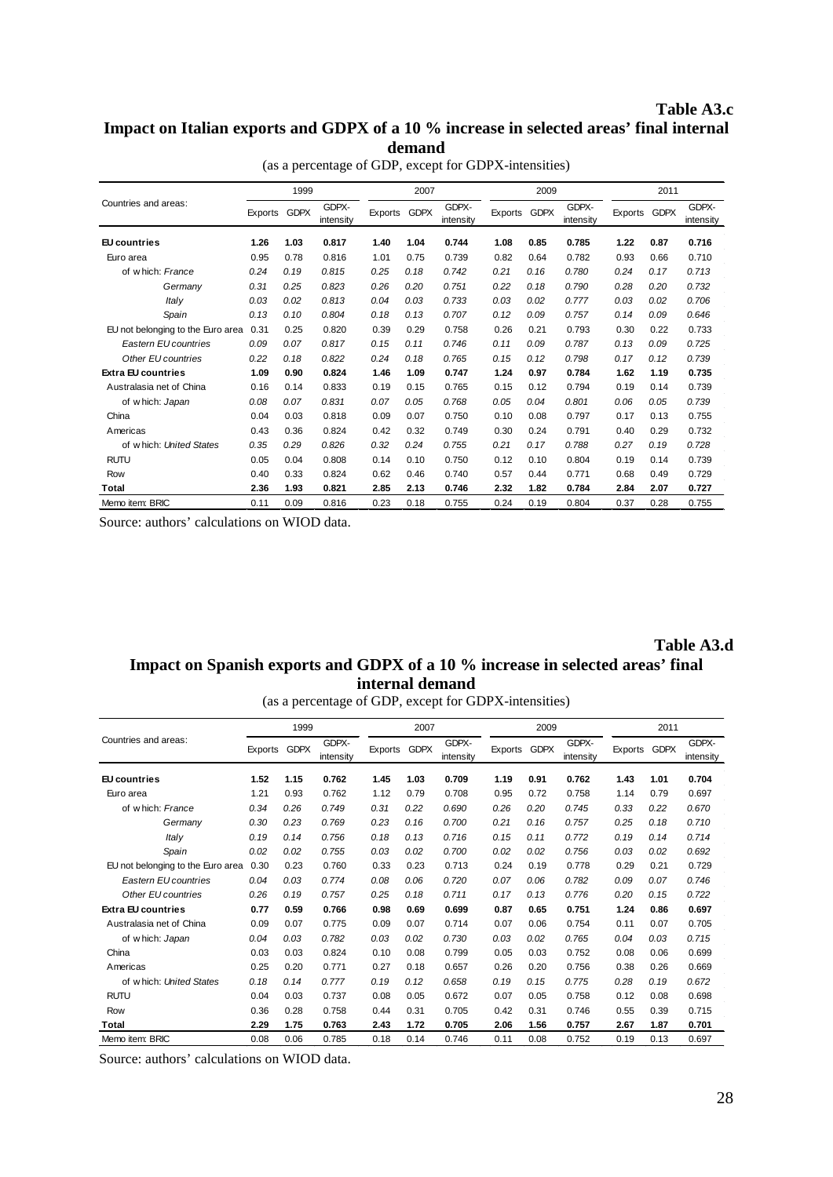**Table A3.c**

## Impact on Italian exports and GDPX of a 10 % increase in selected areas' final internal demand

(as a percentage of GDP, except for GDPX-intensities)

| Countries and areas: | 1999 | | | 2007 | | | 2009 | | | 2011 | | |
|---|---|---|---|---|---|---|---|---|---|---|---|---|
| | Exports | GDPX | GDPX-intensity | Exports | GDPX | GDPX-intensity | Exports | GDPX | GDPX-intensity | Exports | GDPX | GDPX-intensity |
| **EU countries** | **1.26** | **1.03** | **0.817** | **1.40** | **1.04** | **0.744** | **1.08** | **0.85** | **0.785** | **1.22** | **0.87** | **0.716** |
| Euro area | 0.95 | 0.78 | 0.816 | 1.01 | 0.75 | 0.739 | 0.82 | 0.64 | 0.782 | 0.93 | 0.66 | 0.710 |
| of which: *France* | *0.24* | *0.19* | *0.815* | *0.25* | *0.18* | *0.742* | *0.21* | *0.16* | *0.780* | *0.24* | *0.17* | *0.713* |
| *Germany* | *0.31* | *0.25* | *0.823* | *0.26* | *0.20* | *0.751* | *0.22* | *0.18* | *0.790* | *0.28* | *0.20* | *0.732* |
| *Italy* | *0.03* | *0.02* | *0.813* | *0.04* | *0.03* | *0.733* | *0.03* | *0.02* | *0.777* | *0.03* | *0.02* | *0.706* |
| *Spain* | *0.13* | *0.10* | *0.804* | *0.18* | *0.13* | *0.707* | *0.12* | *0.09* | *0.757* | *0.14* | *0.09* | *0.646* |
| EU not belonging to the Euro area | 0.31 | 0.25 | 0.820 | 0.39 | 0.29 | 0.758 | 0.26 | 0.21 | 0.793 | 0.30 | 0.22 | 0.733 |
| *Eastern EU countries* | *0.09* | *0.07* | *0.817* | *0.15* | *0.11* | *0.746* | *0.11* | *0.09* | *0.787* | *0.13* | *0.09* | *0.725* |
| *Other EU countries* | *0.22* | *0.18* | *0.822* | *0.24* | *0.18* | *0.765* | *0.15* | *0.12* | *0.798* | *0.17* | *0.12* | *0.739* |
| **Extra EU countries** | **1.09** | **0.90** | **0.824** | **1.46** | **1.09** | **0.747** | **1.24** | **0.97** | **0.784** | **1.62** | **1.19** | **0.735** |
| Australasia net of China | 0.16 | 0.14 | 0.833 | 0.19 | 0.15 | 0.765 | 0.15 | 0.12 | 0.794 | 0.19 | 0.14 | 0.739 |
| of which: *Japan* | *0.08* | *0.07* | *0.831* | *0.07* | *0.05* | *0.768* | *0.05* | *0.04* | *0.801* | *0.06* | *0.05* | *0.739* |
| China | 0.04 | 0.03 | 0.818 | 0.09 | 0.07 | 0.750 | 0.10 | 0.08 | 0.797 | 0.17 | 0.13 | 0.755 |
| Americas | 0.43 | 0.36 | 0.824 | 0.42 | 0.32 | 0.749 | 0.30 | 0.24 | 0.791 | 0.40 | 0.29 | 0.732 |
| of which: *United States* | *0.35* | *0.29* | *0.826* | *0.32* | *0.24* | *0.755* | *0.21* | *0.17* | *0.788* | *0.27* | *0.19* | *0.728* |
| RUTU | 0.05 | 0.04 | 0.808 | 0.14 | 0.10 | 0.750 | 0.12 | 0.10 | 0.804 | 0.19 | 0.14 | 0.739 |
| Row | 0.40 | 0.33 | 0.824 | 0.62 | 0.46 | 0.740 | 0.57 | 0.44 | 0.771 | 0.68 | 0.49 | 0.729 |
| **Total** | **2.36** | **1.93** | **0.821** | **2.85** | **2.13** | **0.746** | **2.32** | **1.82** | **0.784** | **2.84** | **2.07** | **0.727** |
| Memo item: BRIC | 0.11 | 0.09 | 0.816 | 0.23 | 0.18 | 0.755 | 0.24 | 0.19 | 0.804 | 0.37 | 0.28 | 0.755 |

Source: authors' calculations on WIOD data.

**Table A3.d**

## Impact on Spanish exports and GDPX of a 10 % increase in selected areas' final internal demand

(as a percentage of GDP, except for GDPX-intensities)

| Countries and areas: | 1999 | | | 2007 | | | 2009 | | | 2011 | | |
|---|---|---|---|---|---|---|---|---|---|---|---|---|
| | Exports | GDPX | GDPX-intensity | Exports | GDPX | GDPX-intensity | Exports | GDPX | GDPX-intensity | Exports | GDPX | GDPX-intensity |
| **EU countries** | **1.52** | **1.15** | **0.762** | **1.45** | **1.03** | **0.709** | **1.19** | **0.91** | **0.762** | **1.43** | **1.01** | **0.704** |
| Euro area | 1.21 | 0.93 | 0.762 | 1.12 | 0.79 | 0.708 | 0.95 | 0.72 | 0.758 | 1.14 | 0.79 | 0.697 |
| of which: *France* | *0.34* | *0.26* | *0.749* | *0.31* | *0.22* | *0.690* | *0.26* | *0.20* | *0.745* | *0.33* | *0.22* | *0.670* |
| *Germany* | *0.30* | *0.23* | *0.769* | *0.23* | *0.16* | *0.700* | *0.21* | *0.16* | *0.757* | *0.25* | *0.18* | *0.710* |
| *Italy* | *0.19* | *0.14* | *0.756* | *0.18* | *0.13* | *0.716* | *0.15* | *0.11* | *0.772* | *0.19* | *0.14* | *0.714* |
| *Spain* | *0.02* | *0.02* | *0.755* | *0.03* | *0.02* | *0.700* | *0.02* | *0.02* | *0.756* | *0.03* | *0.02* | *0.692* |
| EU not belonging to the Euro area | 0.30 | 0.23 | 0.760 | 0.33 | 0.23 | 0.713 | 0.24 | 0.19 | 0.778 | 0.29 | 0.21 | 0.729 |
| *Eastern EU countries* | *0.04* | *0.03* | *0.774* | *0.08* | *0.06* | *0.720* | *0.07* | *0.06* | *0.782* | *0.09* | *0.07* | *0.746* |
| *Other EU countries* | *0.26* | *0.19* | *0.757* | *0.25* | *0.18* | *0.711* | *0.17* | *0.13* | *0.776* | *0.20* | *0.15* | *0.722* |
| **Extra EU countries** | **0.77** | **0.59** | **0.766** | **0.98** | **0.69** | **0.699** | **0.87** | **0.65** | **0.751** | **1.24** | **0.86** | **0.697** |
| Australasia net of China | 0.09 | 0.07 | 0.775 | 0.09 | 0.07 | 0.714 | 0.07 | 0.06 | 0.754 | 0.11 | 0.07 | 0.705 |
| of which: *Japan* | *0.04* | *0.03* | *0.782* | *0.03* | *0.02* | *0.730* | *0.03* | *0.02* | *0.765* | *0.04* | *0.03* | *0.715* |
| China | 0.03 | 0.03 | 0.824 | 0.10 | 0.08 | 0.799 | 0.05 | 0.03 | 0.752 | 0.08 | 0.06 | 0.699 |
| Americas | 0.25 | 0.20 | 0.771 | 0.27 | 0.18 | 0.657 | 0.26 | 0.20 | 0.756 | 0.38 | 0.26 | 0.669 |
| of which: *United States* | *0.18* | *0.14* | *0.777* | *0.19* | *0.12* | *0.658* | *0.19* | *0.15* | *0.775* | *0.28* | *0.19* | *0.672* |
| RUTU | 0.04 | 0.03 | 0.737 | 0.08 | 0.05 | 0.672 | 0.07 | 0.05 | 0.758 | 0.12 | 0.08 | 0.698 |
| Row | 0.36 | 0.28 | 0.758 | 0.44 | 0.31 | 0.705 | 0.42 | 0.31 | 0.746 | 0.55 | 0.39 | 0.715 |
| **Total** | **2.29** | **1.75** | **0.763** | **2.43** | **1.72** | **0.705** | **2.06** | **1.56** | **0.757** | **2.67** | **1.87** | **0.701** |
| Memo item: BRIC | 0.08 | 0.06 | 0.785 | 0.18 | 0.14 | 0.746 | 0.11 | 0.08 | 0.752 | 0.19 | 0.13 | 0.697 |

Source: authors' calculations on WIOD data.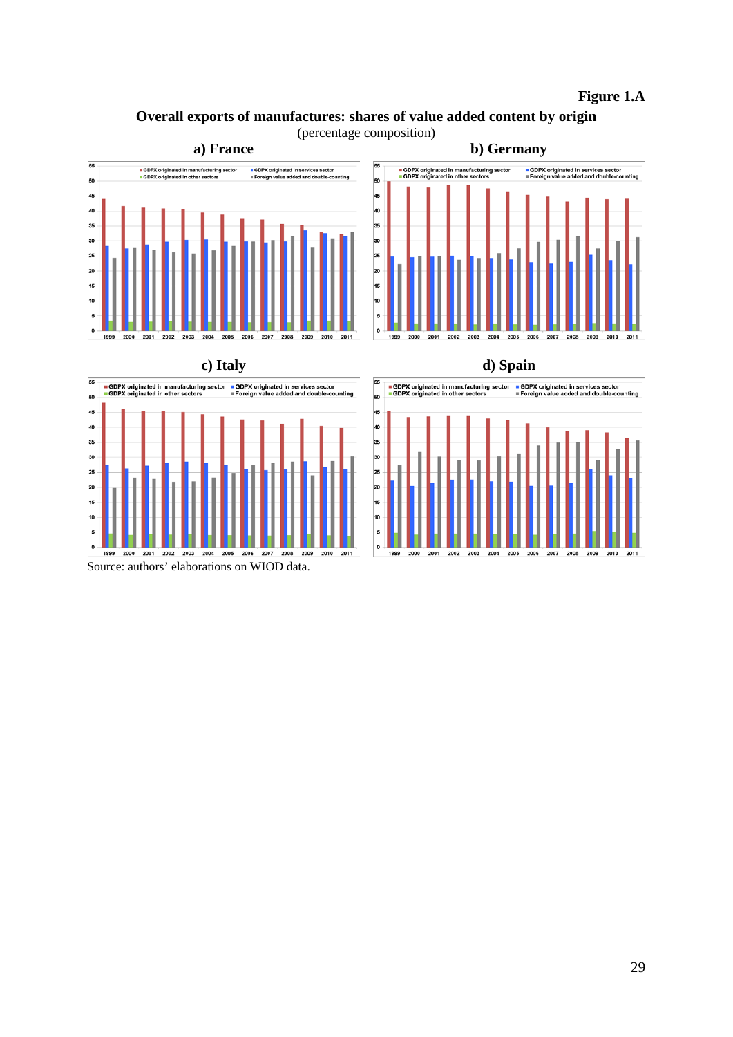**Figure 1.A**

**Overall exports of manufactures: shares of value added content by origin**

(percentage composition)

**a) France**

GDPX originated in manufacturing sector
GDPX originated in services sector
GDPX originated in other sectors
Foreign value added and double-counting

0 5 10 15 20 25 30 35 40 45 50 55

1999 2000 2001 2002 2003 2004 2005 2006 2007 2008 2009 2010 2011

**b) Germany**

GDPX originated in manufacturing sector
GDPX originated in services sector
GDPX originated in other sectors
Foreign value added and double-counting

0 5 10 15 20 25 30 35 40 45 50 55

1999 2000 2001 2002 2003 2004 2005 2006 2007 2008 2009 2010 2011

**c) Italy**

GDPX originated in manufacturing sector
GDPX originated in services sector
GDPX originated in other sectors
Foreign value added and double-counting

0 5 10 15 20 25 30 35 40 45 50 55

1999 2000 2001 2002 2003 2004 2005 2006 2007 2008 2009 2010 2011

**d) Spain**

GDPX originated in manufacturing sector
GDPX originated in services sector
GDPX originated in other sectors
Foreign value added and double-counting

0 5 10 15 20 25 30 35 40 45 50 55

1999 2000 2001 2002 2003 2004 2005 2006 2007 2008 2009 2010 2011

Source: authors' elaborations on WIOD data.